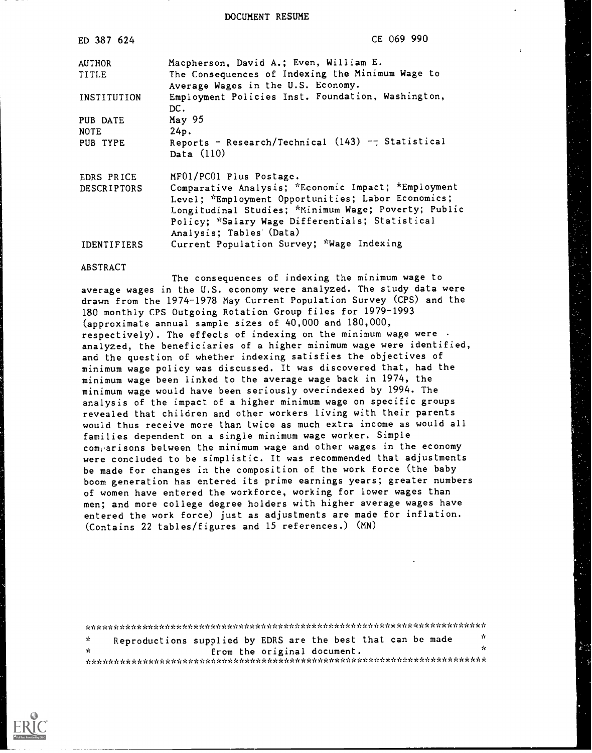DOCUMENT RESUME

| | | |
|---|---|---|
| ED 387 624 | | CE 069 990 |
| AUTHOR | Macpherson, David A.; Even, William E. | |
| TITLE | The Consequences of Indexing the Minimum Wage to Average Wages in the U.S. Economy. | |
| INSTITUTION | Employment Policies Inst. Foundation, Washington, DC. | |
| PUB DATE | May 95 | |
| NOTE | 24p. | |
| PUB TYPE | Reports - Research/Technical (143) -- Statistical Data (110) | |
| EDRS PRICE | MF01/PC01 Plus Postage. | |
| DESCRIPTORS | Comparative Analysis; *Economic Impact; *Employment Level; *Employment Opportunities; Labor Economics; Longitudinal Studies; *Minimum Wage; Poverty; Public Policy; *Salary Wage Differentials; Statistical Analysis; Tables (Data) | |
| IDENTIFIERS | Current Population Survey; *Wage Indexing | |

ABSTRACT

The consequences of indexing the minimum wage to average wages in the U.S. economy were analyzed. The study data were drawn from the 1974-1978 May Current Population Survey (CPS) and the 180 monthly CPS Outgoing Rotation Group files for 1979-1993 (approximate annual sample sizes of 40,000 and 180,000, respectively). The effects of indexing on the minimum wage were analyzed, the beneficiaries of a higher minimum wage were identified, and the question of whether indexing satisfies the objectives of minimum wage policy was discussed. It was discovered that, had the minimum wage been linked to the average wage back in 1974, the minimum wage would have been seriously overindexed by 1994. The analysis of the impact of a higher minimum wage on specific groups revealed that children and other workers living with their parents would thus receive more than twice as much extra income as would all families dependent on a single minimum wage worker. Simple comparisons between the minimum wage and other wages in the economy were concluded to be simplistic. It was recommended that adjustments be made for changes in the composition of the work force (the baby boom generation has entered its prime earnings years; greater numbers of women have entered the workforce, working for lower wages than men; and more college degree holders with higher average wages have entered the work force) just as adjustments are made for inflation. (Contains 22 tables/figures and 15 references.) (MN)

***********************************************************************

* Reproductions supplied by EDRS are the best that can be made *
* from the original document. *

***********************************************************************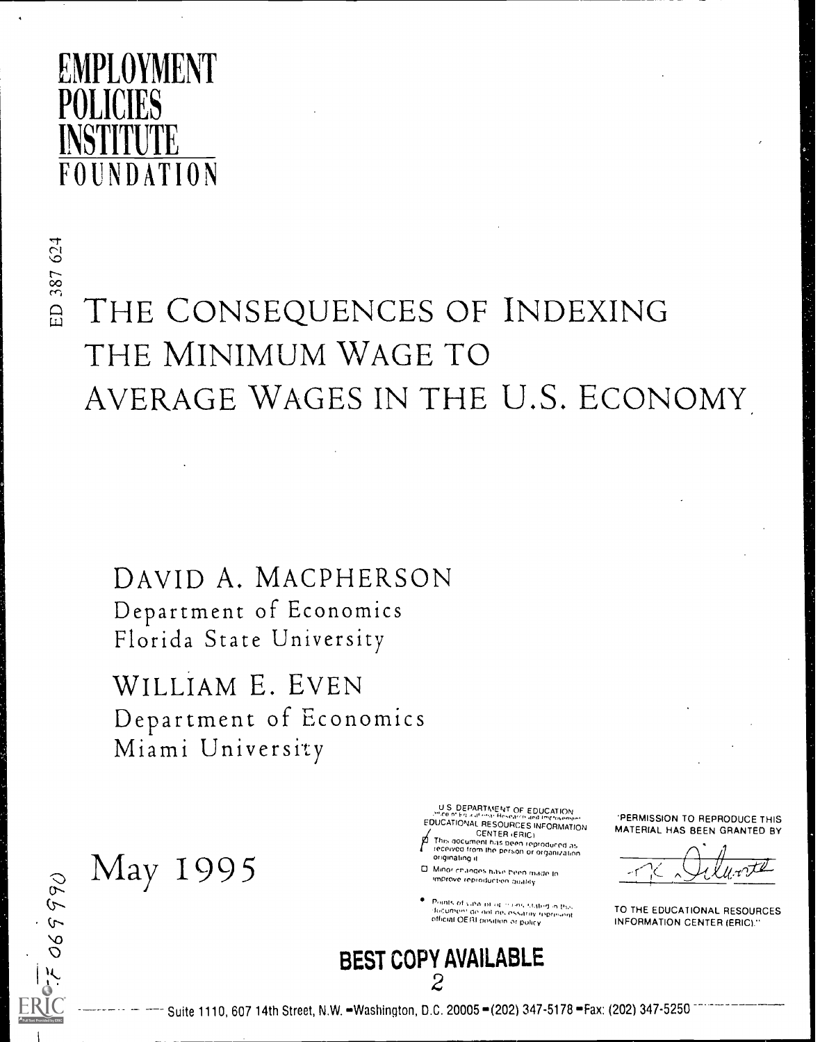# EMPLOYMENT POLICIES INSTITUTE FOUNDATION

ED 387 624

# THE CONSEQUENCES OF INDEXING THE MINIMUM WAGE TO AVERAGE WAGES IN THE U.S. ECONOMY

DAVID A. MACPHERSON
Department of Economics
Florida State University

WILLIAM E. EVEN
Department of Economics
Miami University

May 1995

U.S. DEPARTMENT OF EDUCATION
Office of Educational Research and Improvement
EDUCATIONAL RESOURCES INFORMATION CENTER (ERIC)

- This document has been reproduced as received from the person or organization originating it
- Minor changes have been made to improve reproduction quality
- Points of view or opinions stated in this document do not necessarily represent official OERI position or policy

"PERMISSION TO REPRODUCE THIS MATERIAL HAS BEEN GRANTED BY

T.K. Dilworth

TO THE EDUCATIONAL RESOURCES INFORMATION CENTER (ERIC)."

BEST COPY AVAILABLE

CE 069 990

Suite 1110, 607 14th Street, N.W. • Washington, D.C. 20005 • (202) 347-5178 • Fax: (202) 347-5250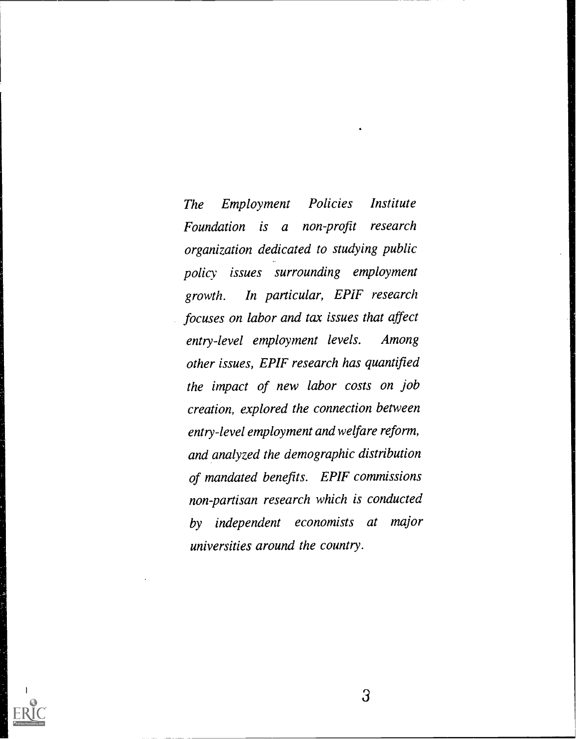*The Employment Policies Institute Foundation is a non-profit research organization dedicated to studying public policy issues surrounding employment growth. In particular, EPIF research focuses on labor and tax issues that affect entry-level employment levels. Among other issues, EPIF research has quantified the impact of new labor costs on job creation, explored the connection between entry-level employment and welfare reform, and analyzed the demographic distribution of mandated benefits. EPIF commissions non-partisan research which is conducted by independent economists at major universities around the country.*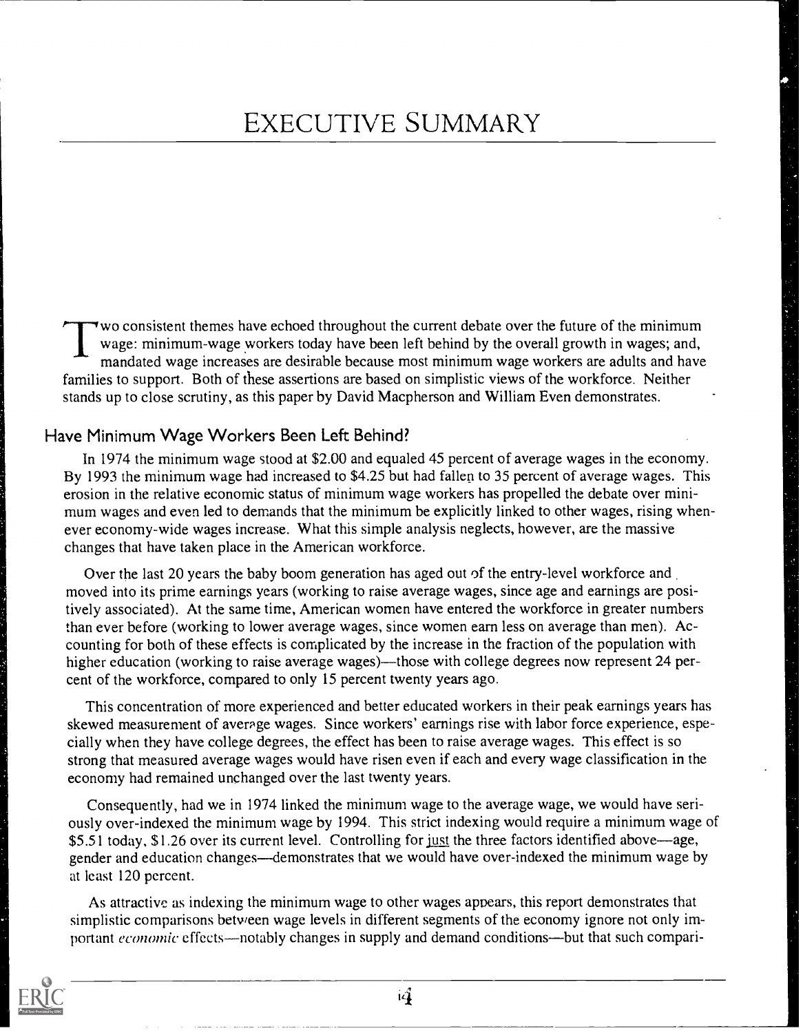# EXECUTIVE SUMMARY

Two consistent themes have echoed throughout the current debate over the future of the minimum wage: minimum-wage workers today have been left behind by the overall growth in wages; and, mandated wage increases are desirable because most minimum wage workers are adults and have families to support. Both of these assertions are based on simplistic views of the workforce. Neither stands up to close scrutiny, as this paper by David Macpherson and William Even demonstrates.

## Have Minimum Wage Workers Been Left Behind?

In 1974 the minimum wage stood at $2.00 and equaled 45 percent of average wages in the economy. By 1993 the minimum wage had increased to $4.25 but had fallen to 35 percent of average wages. This erosion in the relative economic status of minimum wage workers has propelled the debate over minimum wages and even led to demands that the minimum be explicitly linked to other wages, rising whenever economy-wide wages increase. What this simple analysis neglects, however, are the massive changes that have taken place in the American workforce.

Over the last 20 years the baby boom generation has aged out of the entry-level workforce and moved into its prime earnings years (working to raise average wages, since age and earnings are positively associated). At the same time, American women have entered the workforce in greater numbers than ever before (working to lower average wages, since women earn less on average than men). Accounting for both of these effects is complicated by the increase in the fraction of the population with higher education (working to raise average wages)—those with college degrees now represent 24 percent of the workforce, compared to only 15 percent twenty years ago.

This concentration of more experienced and better educated workers in their peak earnings years has skewed measurement of average wages. Since workers' earnings rise with labor force experience, especially when they have college degrees, the effect has been to raise average wages. This effect is so strong that measured average wages would have risen even if each and every wage classification in the economy had remained unchanged over the last twenty years.

Consequently, had we in 1974 linked the minimum wage to the average wage, we would have seriously over-indexed the minimum wage by 1994. This strict indexing would require a minimum wage of $5.51 today, $1.26 over its current level. Controlling for just the three factors identified above—age, gender and education changes—demonstrates that we would have over-indexed the minimum wage by at least 120 percent.

As attractive as indexing the minimum wage to other wages appears, this report demonstrates that simplistic comparisons between wage levels in different segments of the economy ignore not only important *economic* effects—notably changes in supply and demand conditions—but that such compari-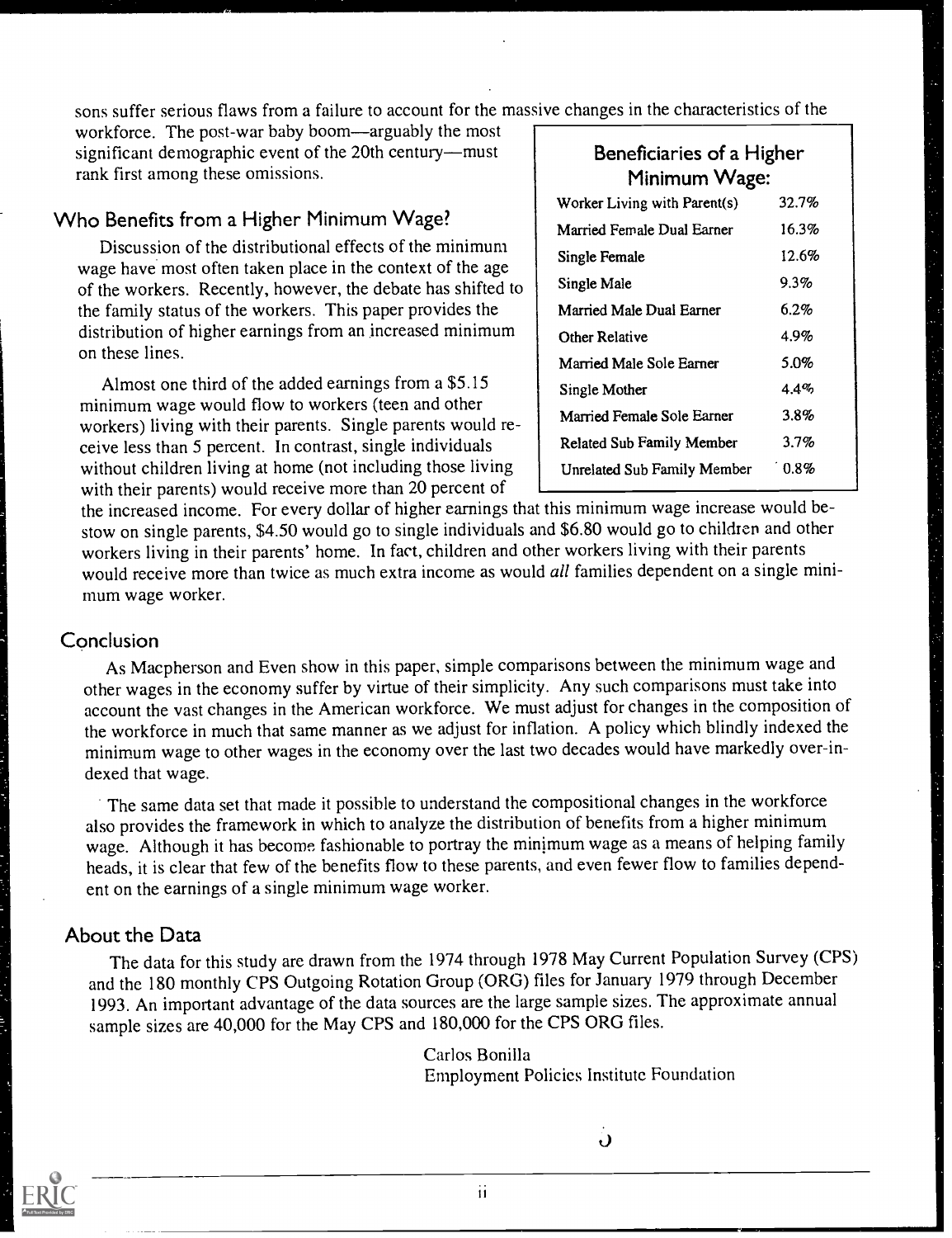sons suffer serious flaws from a failure to account for the massive changes in the characteristics of the workforce. The post-war baby boom—arguably the most significant demographic event of the 20th century—must rank first among these omissions.

## Who Benefits from a Higher Minimum Wage?

Discussion of the distributional effects of the minimum wage have most often taken place in the context of the age of the workers. Recently, however, the debate has shifted to the family status of the workers. This paper provides the distribution of higher earnings from an increased minimum on these lines.

Almost one third of the added earnings from a $5.15 minimum wage would flow to workers (teen and other workers) living with their parents. Single parents would receive less than 5 percent. In contrast, single individuals without children living at home (not including those living with their parents) would receive more than 20 percent of the increased income. For every dollar of higher earnings that this minimum wage increase would bestow on single parents, $4.50 would go to single individuals and $6.80 would go to children and other workers living in their parents' home. In fact, children and other workers living with their parents would receive more than twice as much extra income as would *all* families dependent on a single minimum wage worker.

**Beneficiaries of a Higher Minimum Wage:**

| | |
|---|---|
| Worker Living with Parent(s) | 32.7% |
| Married Female Dual Earner | 16.3% |
| Single Female | 12.6% |
| Single Male | 9.3% |
| Married Male Dual Earner | 6.2% |
| Other Relative | 4.9% |
| Married Male Sole Earner | 5.0% |
| Single Mother | 4.4% |
| Married Female Sole Earner | 3.8% |
| Related Sub Family Member | 3.7% |
| Unrelated Sub Family Member | 0.8% |

## Conclusion

As Macpherson and Even show in this paper, simple comparisons between the minimum wage and other wages in the economy suffer by virtue of their simplicity. Any such comparisons must take into account the vast changes in the American workforce. We must adjust for changes in the composition of the workforce in much that same manner as we adjust for inflation. A policy which blindly indexed the minimum wage to other wages in the economy over the last two decades would have markedly over-indexed that wage.

The same data set that made it possible to understand the compositional changes in the workforce also provides the framework in which to analyze the distribution of benefits from a higher minimum wage. Although it has become fashionable to portray the minimum wage as a means of helping family heads, it is clear that few of the benefits flow to these parents, and even fewer flow to families dependent on the earnings of a single minimum wage worker.

## About the Data

The data for this study are drawn from the 1974 through 1978 May Current Population Survey (CPS) and the 180 monthly CPS Outgoing Rotation Group (ORG) files for January 1979 through December 1993. An important advantage of the data sources are the large sample sizes. The approximate annual sample sizes are 40,000 for the May CPS and 180,000 for the CPS ORG files.

Carlos Bonilla
Employment Policies Institute Foundation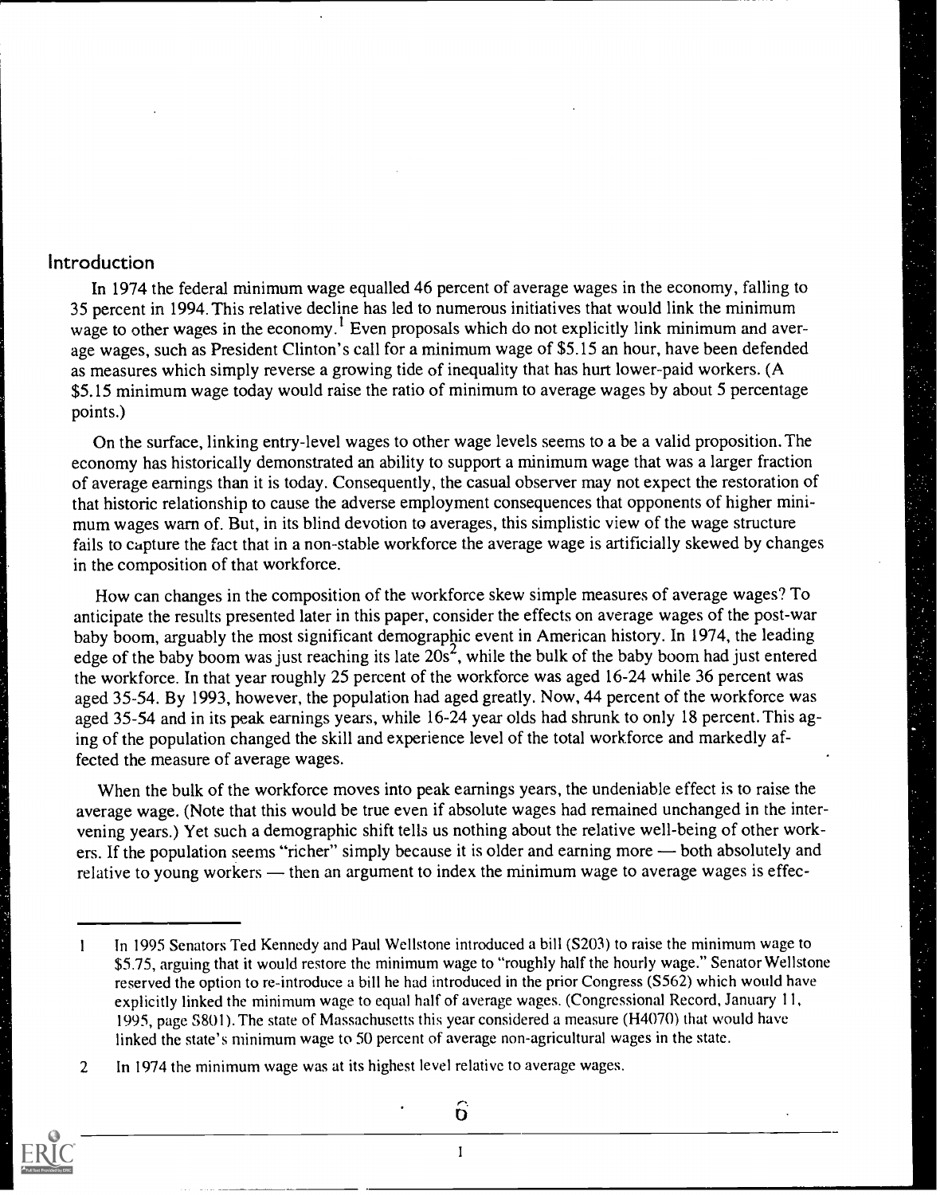## Introduction

In 1974 the federal minimum wage equalled 46 percent of average wages in the economy, falling to 35 percent in 1994. This relative decline has led to numerous initiatives that would link the minimum wage to other wages in the economy.[1] Even proposals which do not explicitly link minimum and average wages, such as President Clinton's call for a minimum wage of $5.15 an hour, have been defended as measures which simply reverse a growing tide of inequality that has hurt lower-paid workers. (A $5.15 minimum wage today would raise the ratio of minimum to average wages by about 5 percentage points.)

On the surface, linking entry-level wages to other wage levels seems to a be a valid proposition. The economy has historically demonstrated an ability to support a minimum wage that was a larger fraction of average earnings than it is today. Consequently, the casual observer may not expect the restoration of that historic relationship to cause the adverse employment consequences that opponents of higher minimum wages warn of. But, in its blind devotion to averages, this simplistic view of the wage structure fails to capture the fact that in a non-stable workforce the average wage is artificially skewed by changes in the composition of that workforce.

How can changes in the composition of the workforce skew simple measures of average wages? To anticipate the results presented later in this paper, consider the effects on average wages of the post-war baby boom, arguably the most significant demographic event in American history. In 1974, the leading edge of the baby boom was just reaching its late 20s[2], while the bulk of the baby boom had just entered the workforce. In that year roughly 25 percent of the workforce was aged 16-24 while 36 percent was aged 35-54. By 1993, however, the population had aged greatly. Now, 44 percent of the workforce was aged 35-54 and in its peak earnings years, while 16-24 year olds had shrunk to only 18 percent. This aging of the population changed the skill and experience level of the total workforce and markedly affected the measure of average wages.

When the bulk of the workforce moves into peak earnings years, the undeniable effect is to raise the average wage. (Note that this would be true even if absolute wages had remained unchanged in the intervening years.) Yet such a demographic shift tells us nothing about the relative well-being of other workers. If the population seems "richer" simply because it is older and earning more — both absolutely and relative to young workers — then an argument to index the minimum wage to average wages is effec-

---

1 In 1995 Senators Ted Kennedy and Paul Wellstone introduced a bill (S203) to raise the minimum wage to $5.75, arguing that it would restore the minimum wage to "roughly half the hourly wage." Senator Wellstone reserved the option to re-introduce a bill he had introduced in the prior Congress (S562) which would have explicitly linked the minimum wage to equal half of average wages. (Congressional Record, January 11, 1995, page S801). The state of Massachusetts this year considered a measure (H4070) that would have linked the state's minimum wage to 50 percent of average non-agricultural wages in the state.

2 In 1974 the minimum wage was at its highest level relative to average wages.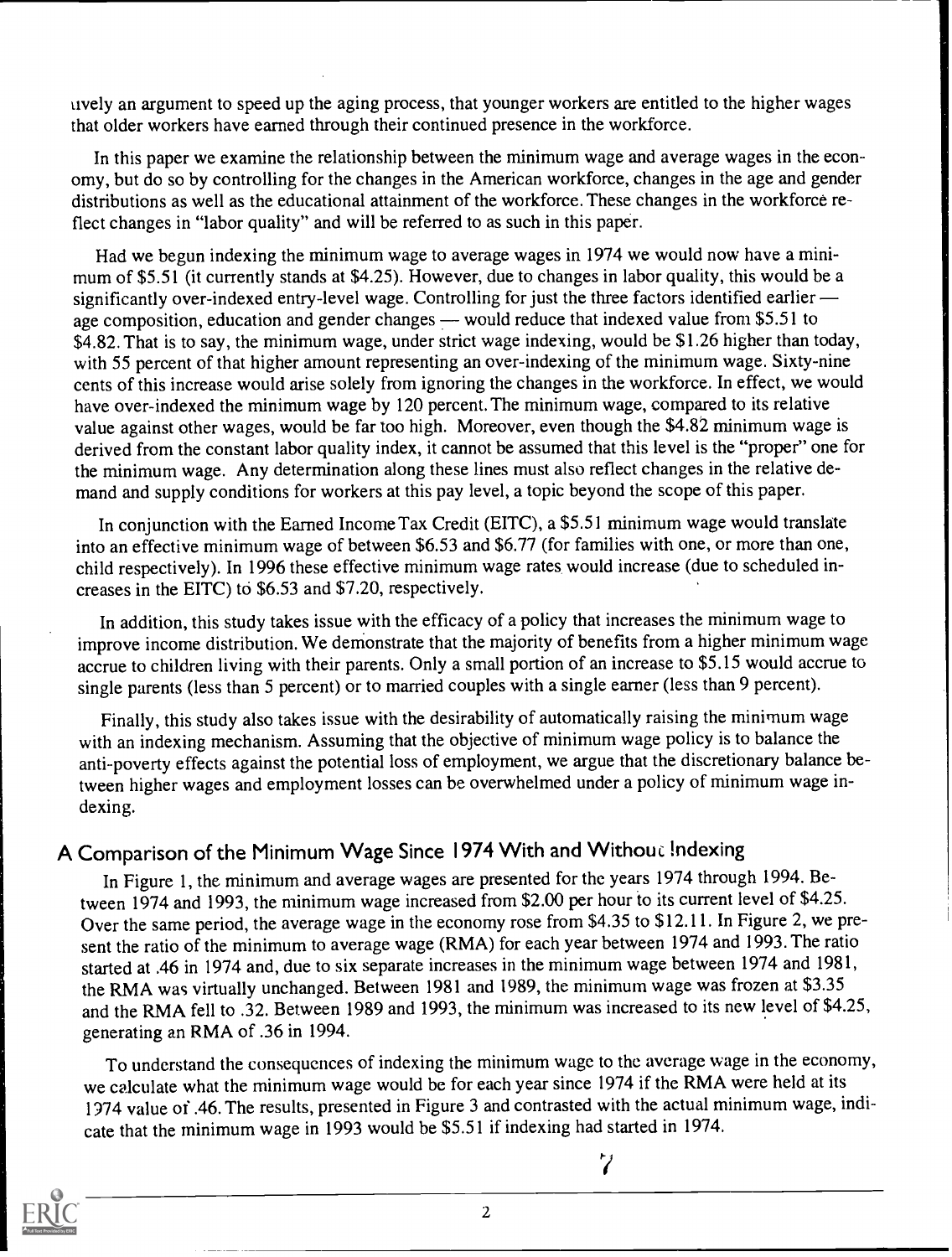uvely an argument to speed up the aging process, that younger workers are entitled to the higher wages that older workers have earned through their continued presence in the workforce.

In this paper we examine the relationship between the minimum wage and average wages in the economy, but do so by controlling for the changes in the American workforce, changes in the age and gender distributions as well as the educational attainment of the workforce. These changes in the workforce reflect changes in "labor quality" and will be referred to as such in this paper.

Had we begun indexing the minimum wage to average wages in 1974 we would now have a minimum of $5.51 (it currently stands at $4.25). However, due to changes in labor quality, this would be a significantly over-indexed entry-level wage. Controlling for just the three factors identified earlier — age composition, education and gender changes — would reduce that indexed value from $5.51 to $4.82. That is to say, the minimum wage, under strict wage indexing, would be $1.26 higher than today, with 55 percent of that higher amount representing an over-indexing of the minimum wage. Sixty-nine cents of this increase would arise solely from ignoring the changes in the workforce. In effect, we would have over-indexed the minimum wage by 120 percent. The minimum wage, compared to its relative value against other wages, would be far too high. Moreover, even though the $4.82 minimum wage is derived from the constant labor quality index, it cannot be assumed that this level is the "proper" one for the minimum wage. Any determination along these lines must also reflect changes in the relative demand and supply conditions for workers at this pay level, a topic beyond the scope of this paper.

In conjunction with the Earned Income Tax Credit (EITC), a $5.51 minimum wage would translate into an effective minimum wage of between $6.53 and $6.77 (for families with one, or more than one, child respectively). In 1996 these effective minimum wage rates would increase (due to scheduled increases in the EITC) to $6.53 and $7.20, respectively.

In addition, this study takes issue with the efficacy of a policy that increases the minimum wage to improve income distribution. We demonstrate that the majority of benefits from a higher minimum wage accrue to children living with their parents. Only a small portion of an increase to $5.15 would accrue to single parents (less than 5 percent) or to married couples with a single earner (less than 9 percent).

Finally, this study also takes issue with the desirability of automatically raising the minimum wage with an indexing mechanism. Assuming that the objective of minimum wage policy is to balance the anti-poverty effects against the potential loss of employment, we argue that the discretionary balance between higher wages and employment losses can be overwhelmed under a policy of minimum wage indexing.

## A Comparison of the Minimum Wage Since 1974 With and Without Indexing

In Figure 1, the minimum and average wages are presented for the years 1974 through 1994. Between 1974 and 1993, the minimum wage increased from $2.00 per hour to its current level of $4.25. Over the same period, the average wage in the economy rose from $4.35 to $12.11. In Figure 2, we present the ratio of the minimum to average wage (RMA) for each year between 1974 and 1993. The ratio started at .46 in 1974 and, due to six separate increases in the minimum wage between 1974 and 1981, the RMA was virtually unchanged. Between 1981 and 1989, the minimum wage was frozen at $3.35 and the RMA fell to .32. Between 1989 and 1993, the minimum was increased to its new level of $4.25, generating an RMA of .36 in 1994.

To understand the consequences of indexing the minimum wage to the average wage in the economy, we calculate what the minimum wage would be for each year since 1974 if the RMA were held at its 1974 value of .46. The results, presented in Figure 3 and contrasted with the actual minimum wage, indicate that the minimum wage in 1993 would be $5.51 if indexing had started in 1974.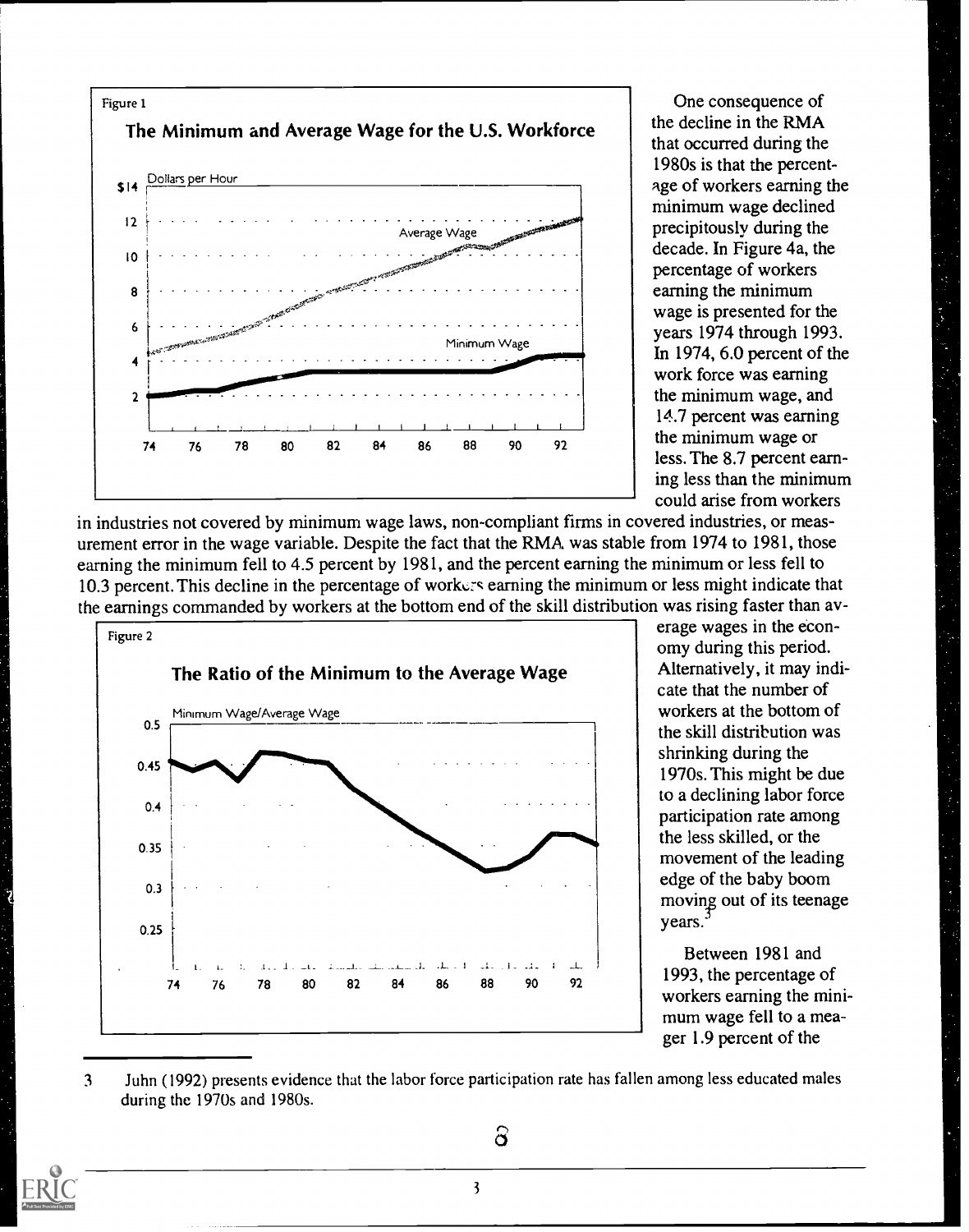Figure 1

The Minimum and Average Wage for the U.S. Workforce

Dollars per Hour

$14

12

10

8

6

4

2

Average Wage

Minimum Wage

74 76 78 80 82 84 86 88 90 92

One consequence of the decline in the RMA that occurred during the 1980s is that the percentage of workers earning the minimum wage declined precipitously during the decade. In Figure 4a, the percentage of workers earning the minimum wage is presented for the years 1974 through 1993. In 1974, 6.0 percent of the work force was earning the minimum wage, and 14.7 percent was earning the minimum wage or less. The 8.7 percent earning less than the minimum could arise from workers in industries not covered by minimum wage laws, non-compliant firms in covered industries, or measurement error in the wage variable. Despite the fact that the RMA was stable from 1974 to 1981, those earning the minimum fell to 4.5 percent by 1981, and the percent earning the minimum or less fell to 10.3 percent. This decline in the percentage of workers earning the minimum or less might indicate that the earnings commanded by workers at the bottom end of the skill distribution was rising faster than average wages in the economy during this period. Alternatively, it may indicate that the number of workers at the bottom of the skill distribution was shrinking during the 1970s. This might be due to a declining labor force participation rate among the less skilled, or the movement of the leading edge of the baby boom moving out of its teenage years.[3]

Figure 2

The Ratio of the Minimum to the Average Wage

Minimum Wage/Average Wage

0.5

0.45

0.4

0.35

0.3

0.25

74 76 78 80 82 84 86 88 90 92

Between 1981 and 1993, the percentage of workers earning the minimum wage fell to a meager 1.9 percent of the

3 Juhn (1992) presents evidence that the labor force participation rate has fallen among less educated males during the 1970s and 1980s.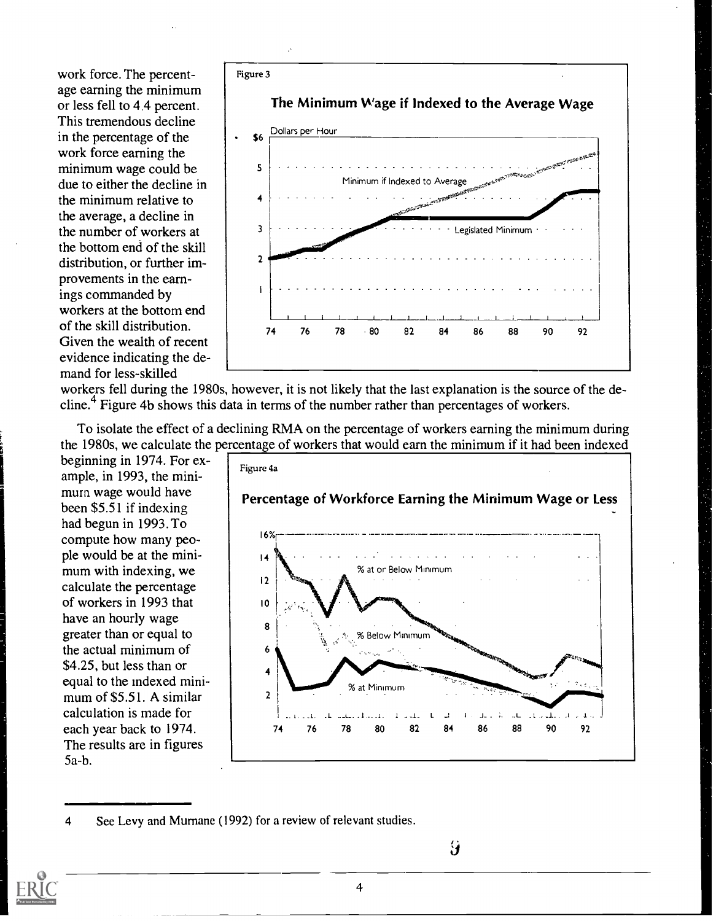work force. The percentage earning the minimum or less fell to 4.4 percent. This tremendous decline in the percentage of the work force earning the minimum wage could be due to either the decline in the minimum relative to the average, a decline in the number of workers at the bottom end of the skill distribution, or further improvements in the earnings commanded by workers at the bottom end of the skill distribution. Given the wealth of recent evidence indicating the demand for less-skilled workers fell during the 1980s, however, it is not likely that the last explanation is the source of the decline.[4] Figure 4b shows this data in terms of the number rather than percentages of workers.

Figure 3

**The Minimum Wage if Indexed to the Average Wage**

Dollars per Hour

$6
5
4
3
2
1

74 76 78 80 82 84 86 88 90 92

Minimum if Indexed to Average

Legislated Minimum

To isolate the effect of a declining RMA on the percentage of workers earning the minimum during the 1980s, we calculate the percentage of workers that would earn the minimum if it had been indexed beginning in 1974. For example, in 1993, the minimum wage would have been $5.51 if indexing had begun in 1993. To compute how many people would be at the minimum with indexing, we calculate the percentage of workers in 1993 that have an hourly wage greater than or equal to the actual minimum of $4.25, but less than or equal to the indexed minimum of $5.51. A similar calculation is made for each year back to 1974. The results are in figures 5a-b.

Figure 4a

**Percentage of Workforce Earning the Minimum Wage or Less**

16%
14
12
10
8
6
4
2

74 76 78 80 82 84 86 88 90 92

% at or Below Minimum

% Below Minimum

% at Minimum

---

4 See Levy and Murnane (1992) for a review of relevant studies.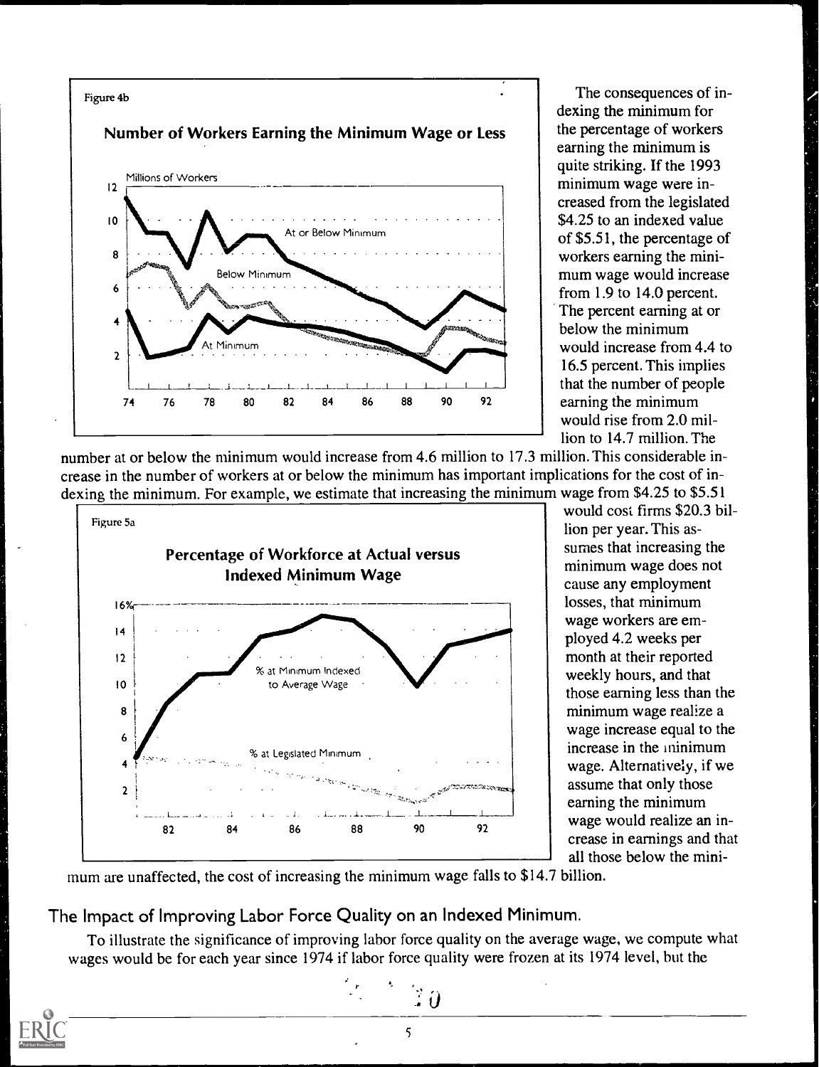Figure 4b

**Number of Workers Earning the Minimum Wage or Less**

Millions of Workers

12
10
8
6
4
2

74 76 78 80 82 84 86 88 90 92

At or Below Minimum

Below Minimum

At Minimum

The consequences of indexing the minimum for the percentage of workers earning the minimum is quite striking. If the 1993 minimum wage were increased from the legislated $4.25 to an indexed value of $5.51, the percentage of workers earning the minimum wage would increase from 1.9 to 14.0 percent. The percent earning at or below the minimum would increase from 4.4 to 16.5 percent. This implies that the number of people earning the minimum would rise from 2.0 million to 14.7 million. The number at or below the minimum would increase from 4.6 million to 17.3 million. This considerable increase in the number of workers at or below the minimum has important implications for the cost of indexing the minimum. For example, we estimate that increasing the minimum wage from $4.25 to $5.51 would cost firms $20.3 billion per year. This assumes that increasing the minimum wage does not cause any employment losses, that minimum wage workers are employed 4.2 weeks per month at their reported weekly hours, and that those earning less than the minimum wage realize a wage increase equal to the increase in the minimum wage. Alternatively, if we assume that only those earning the minimum wage would realize an increase in earnings and that all those below the minimum are unaffected, the cost of increasing the minimum wage falls to $14.7 billion.

Figure 5a

**Percentage of Workforce at Actual versus Indexed Minimum Wage**

16%
14
12
10
8
6
4
2

82 84 86 88 90 92

% at Minimum Indexed to Average Wage

% at Legislated Minimum

## The Impact of Improving Labor Force Quality on an Indexed Minimum.

To illustrate the significance of improving labor force quality on the average wage, we compute what wages would be for each year since 1974 if labor force quality were frozen at its 1974 level, but the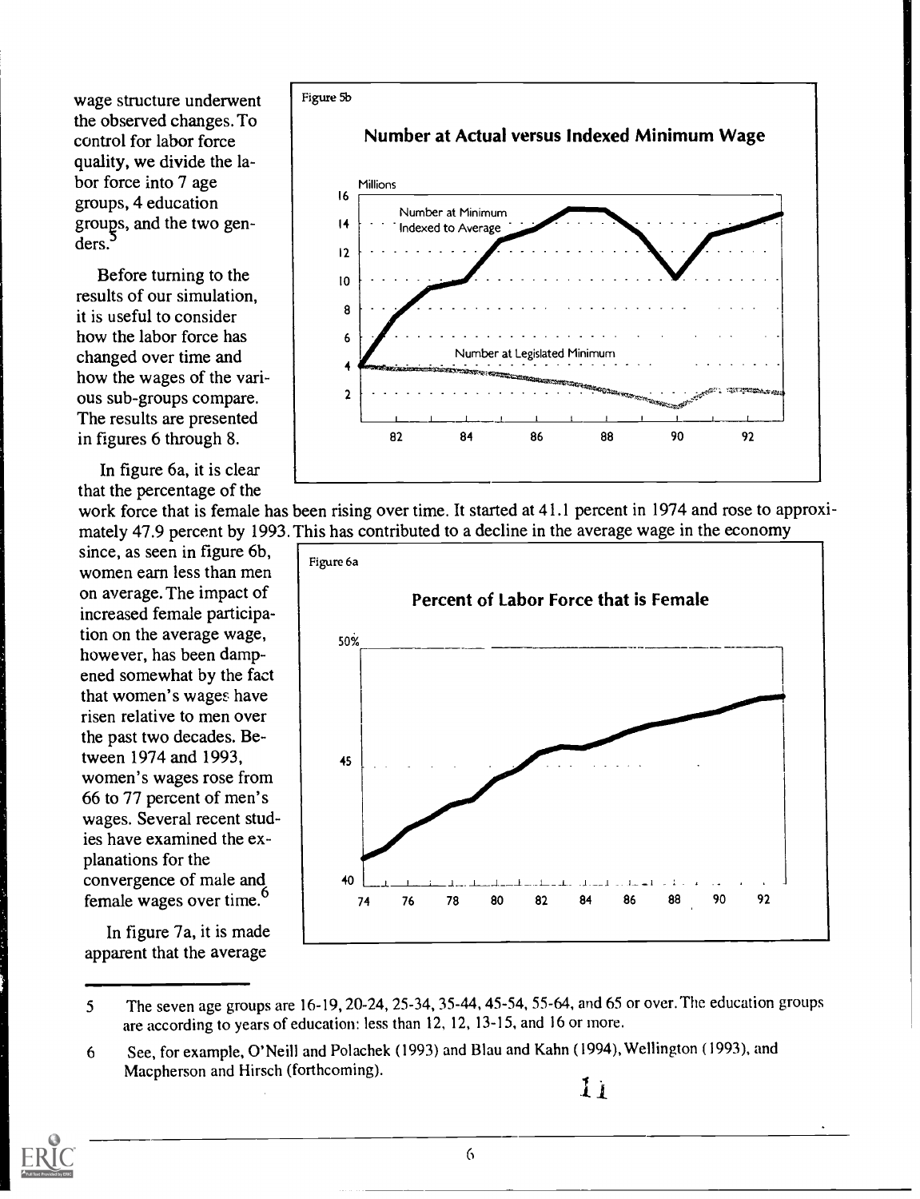wage structure underwent the observed changes. To control for labor force quality, we divide the labor force into 7 age groups, 4 education groups, and the two genders.[5]

Figure 5b

**Number at Actual versus Indexed Minimum Wage**

Millions

16
14
12
10
8
6
4
2

Number at Minimum Indexed to Average

Number at Legislated Minimum

82 84 86 88 90 92

Before turning to the results of our simulation, it is useful to consider how the labor force has changed over time and how the wages of the various sub-groups compare. The results are presented in figures 6 through 8.

In figure 6a, it is clear that the percentage of the work force that is female has been rising over time. It started at 41.1 percent in 1974 and rose to approximately 47.9 percent by 1993. This has contributed to a decline in the average wage in the economy since, as seen in figure 6b, women earn less than men on average. The impact of increased female participation on the average wage, however, has been dampened somewhat by the fact that women's wages have risen relative to men over the past two decades. Between 1974 and 1993, women's wages rose from 66 to 77 percent of men's wages. Several recent studies have examined the explanations for the convergence of male and female wages over time.[6]

Figure 6a

**Percent of Labor Force that is Female**

50%
45
40

74 76 78 80 82 84 86 88 90 92

In figure 7a, it is made apparent that the average

---

5 The seven age groups are 16-19, 20-24, 25-34, 35-44, 45-54, 55-64, and 65 or over. The education groups are according to years of education: less than 12, 12, 13-15, and 16 or more.

6 See, for example, O'Neill and Polachek (1993) and Blau and Kahn (1994), Wellington (1993), and Macpherson and Hirsch (forthcoming).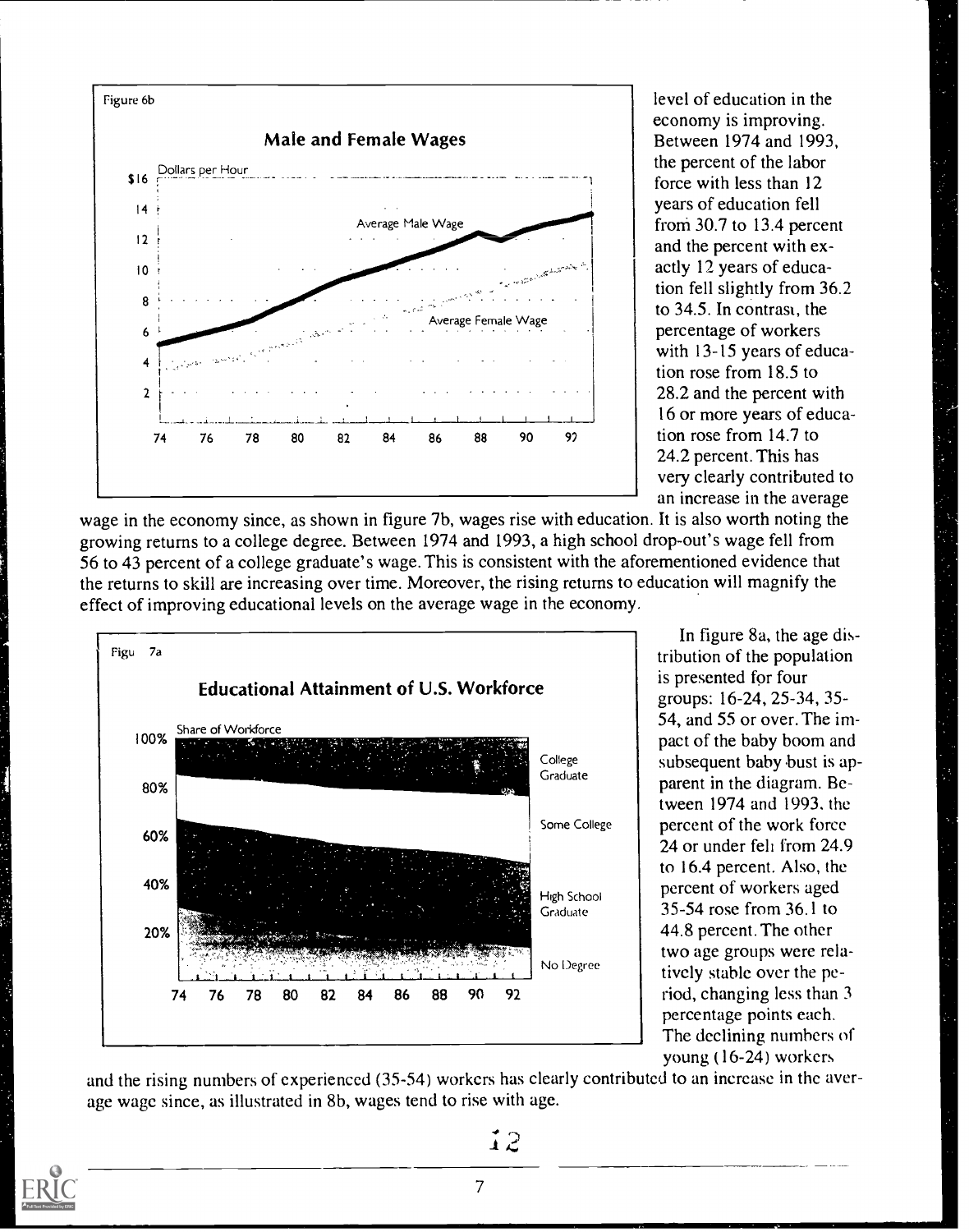Figure 6b

**Male and Female Wages**

Dollars per Hour

$16
14
12
10
8
6
4
2

74 76 78 80 82 84 86 88 90 92

Average Male Wage

Average Female Wage

level of education in the economy is improving. Between 1974 and 1993, the percent of the labor force with less than 12 years of education fell from 30.7 to 13.4 percent and the percent with exactly 12 years of education fell slightly from 36.2 to 34.5. In contrast, the percentage of workers with 13-15 years of education rose from 18.5 to 28.2 and the percent with 16 or more years of education rose from 14.7 to 24.2 percent. This has very clearly contributed to an increase in the average wage in the economy since, as shown in figure 7b, wages rise with education. It is also worth noting the growing returns to a college degree. Between 1974 and 1993, a high school drop-out's wage fell from 56 to 43 percent of a college graduate's wage. This is consistent with the aforementioned evidence that the returns to skill are increasing over time. Moreover, the rising returns to education will magnify the effect of improving educational levels on the average wage in the economy.

Figure 7a

**Educational Attainment of U.S. Workforce**

Share of Workforce

100%
80%
60%
40%
20%

74 76 78 80 82 84 86 88 90 92

College Graduate

Some College

High School Graduate

No Degree

In figure 8a, the age distribution of the population is presented for four groups: 16-24, 25-34, 35-54, and 55 or over. The impact of the baby boom and subsequent baby bust is apparent in the diagram. Between 1974 and 1993, the percent of the work force 24 or under fell from 24.9 to 16.4 percent. Also, the percent of workers aged 35-54 rose from 36.1 to 44.8 percent. The other two age groups were relatively stable over the period, changing less than 3 percentage points each. The declining numbers of young (16-24) workers and the rising numbers of experienced (35-54) workers has clearly contributed to an increase in the average wage since, as illustrated in 8b, wages tend to rise with age.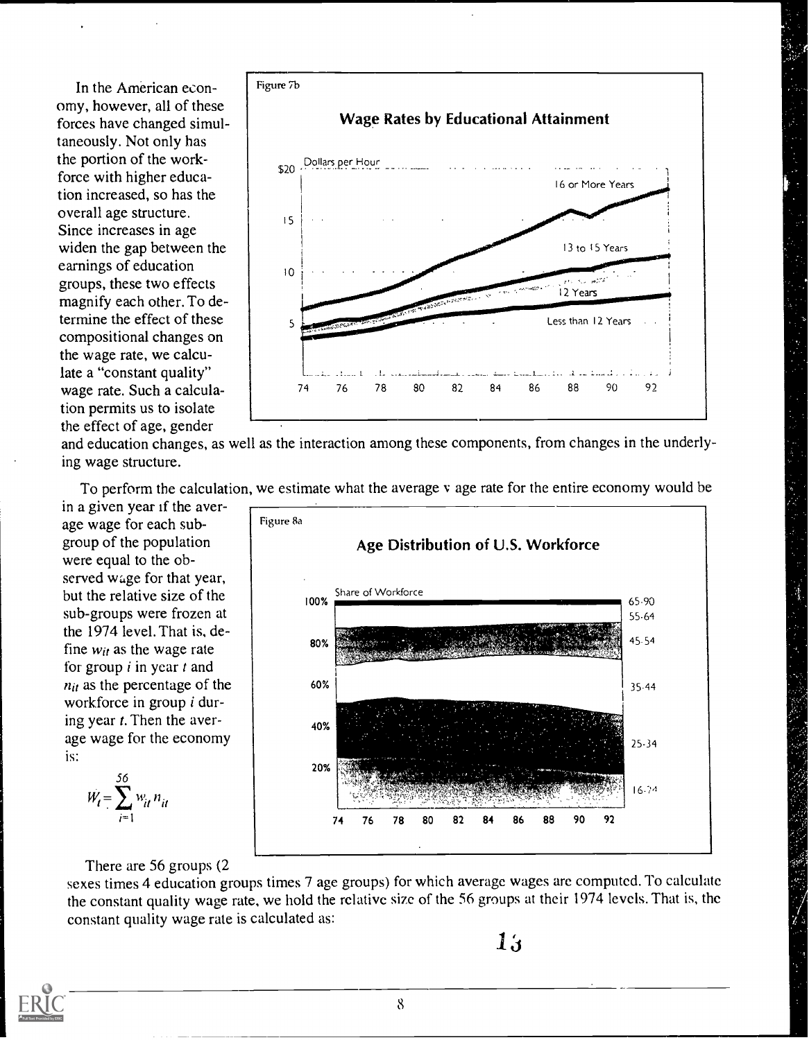In the American economy, however, all of these forces have changed simultaneously. Not only has the portion of the workforce with higher education increased, so has the overall age structure. Since increases in age widen the gap between the earnings of education groups, these two effects magnify each other. To determine the effect of these compositional changes on the wage rate, we calculate a "constant quality" wage rate. Such a calculation permits us to isolate the effect of age, gender and education changes, as well as the interaction among these components, from changes in the underlying wage structure.

Figure 7b

**Wage Rates by Educational Attainment**

Dollars per Hour

$20

15

10

5

16 or More Years

13 to 15 Years

12 Years

Less than 12 Years

74 76 78 80 82 84 86 88 90 92

To perform the calculation, we estimate what the average wage rate for the entire economy would be in a given year if the average wage for each sub-group of the population were equal to the observed wage for that year, but the relative size of the sub-groups were frozen at the 1974 level. That is, define $w_{it}$ as the wage rate for group $i$ in year $t$ and $n_{it}$ as the percentage of the workforce in group $i$ during year $t$. Then the average wage for the economy is:

$$W_t = \sum_{i=1}^{56} w_{it} n_{it}$$

Figure 8a

**Age Distribution of U.S. Workforce**

Share of Workforce

100%

80%

60%

40%

20%

65-90

55-64

45-54

35-44

25-34

16-24

74 76 78 80 82 84 86 88 90 92

There are 56 groups (2 sexes times 4 education groups times 7 age groups) for which average wages are computed. To calculate the constant quality wage rate, we hold the relative size of the 56 groups at their 1974 levels. That is, the constant quality wage rate is calculated as: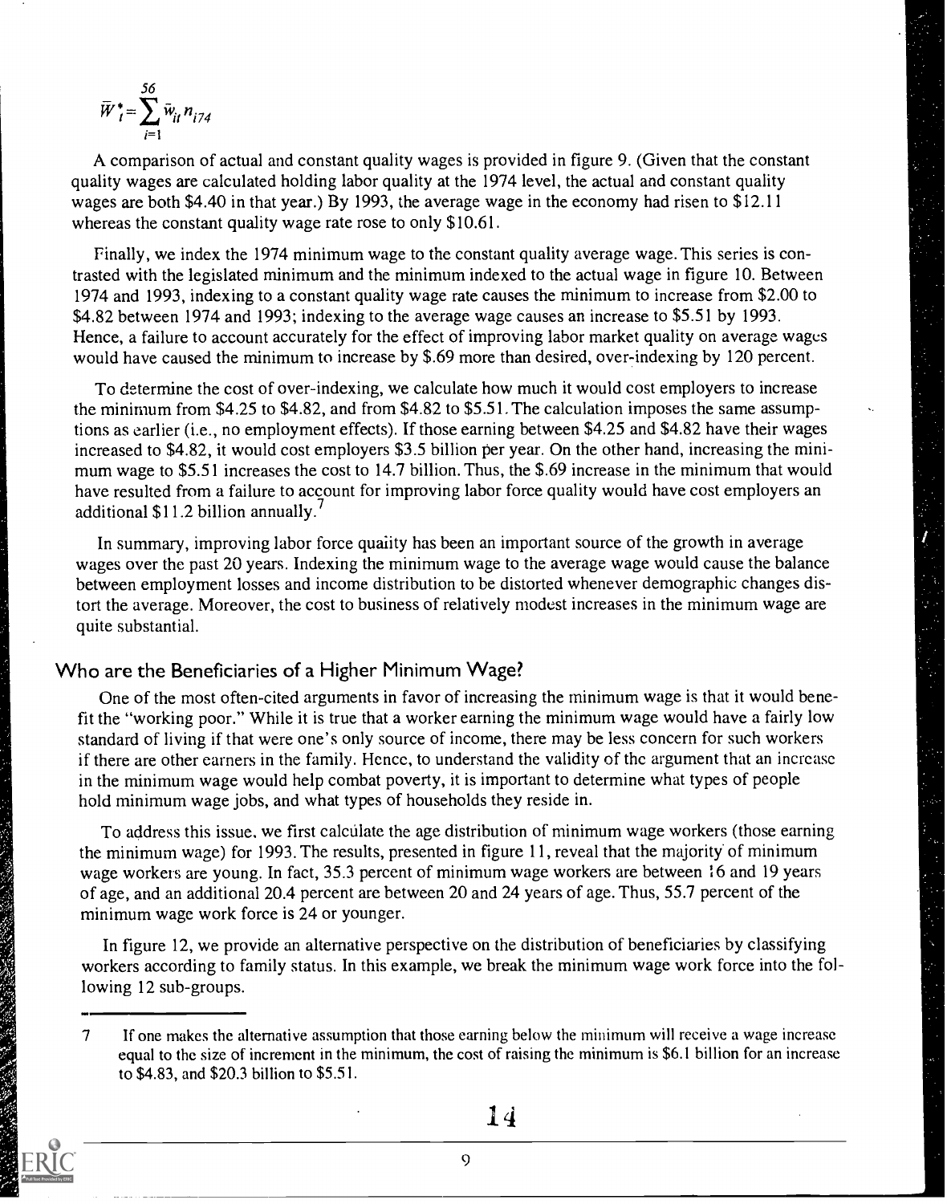$$\bar{W}_t^* = \sum_{i=1}^{56} \bar{w}_{it} n_{i74}$$

A comparison of actual and constant quality wages is provided in figure 9. (Given that the constant quality wages are calculated holding labor quality at the 1974 level, the actual and constant quality wages are both $4.40 in that year.) By 1993, the average wage in the economy had risen to $12.11 whereas the constant quality wage rate rose to only $10.61.

Finally, we index the 1974 minimum wage to the constant quality average wage. This series is contrasted with the legislated minimum and the minimum indexed to the actual wage in figure 10. Between 1974 and 1993, indexing to a constant quality wage rate causes the minimum to increase from $2.00 to $4.82 between 1974 and 1993; indexing to the average wage causes an increase to $5.51 by 1993. Hence, a failure to account accurately for the effect of improving labor market quality on average wages would have caused the minimum to increase by $.69 more than desired, over-indexing by 120 percent.

To determine the cost of over-indexing, we calculate how much it would cost employers to increase the minimum from $4.25 to $4.82, and from $4.82 to $5.51. The calculation imposes the same assumptions as earlier (i.e., no employment effects). If those earning between $4.25 and $4.82 have their wages increased to $4.82, it would cost employers $3.5 billion per year. On the other hand, increasing the minimum wage to $5.51 increases the cost to 14.7 billion. Thus, the $.69 increase in the minimum that would have resulted from a failure to account for improving labor force quality would have cost employers an additional $11.2 billion annually.[7]

In summary, improving labor force quality has been an important source of the growth in average wages over the past 20 years. Indexing the minimum wage to the average wage would cause the balance between employment losses and income distribution to be distorted whenever demographic changes distort the average. Moreover, the cost to business of relatively modest increases in the minimum wage are quite substantial.

## Who are the Beneficiaries of a Higher Minimum Wage?

One of the most often-cited arguments in favor of increasing the minimum wage is that it would benefit the "working poor." While it is true that a worker earning the minimum wage would have a fairly low standard of living if that were one's only source of income, there may be less concern for such workers if there are other earners in the family. Hence, to understand the validity of the argument that an increase in the minimum wage would help combat poverty, it is important to determine what types of people hold minimum wage jobs, and what types of households they reside in.

To address this issue, we first calculate the age distribution of minimum wage workers (those earning the minimum wage) for 1993. The results, presented in figure 11, reveal that the majority of minimum wage workers are young. In fact, 35.3 percent of minimum wage workers are between 16 and 19 years of age, and an additional 20.4 percent are between 20 and 24 years of age. Thus, 55.7 percent of the minimum wage work force is 24 or younger.

In figure 12, we provide an alternative perspective on the distribution of beneficiaries by classifying workers according to family status. In this example, we break the minimum wage work force into the following 12 sub-groups.

---

7 If one makes the alternative assumption that those earning below the minimum will receive a wage increase equal to the size of increment in the minimum, the cost of raising the minimum is $6.1 billion for an increase to $4.83, and $20.3 billion to $5.51.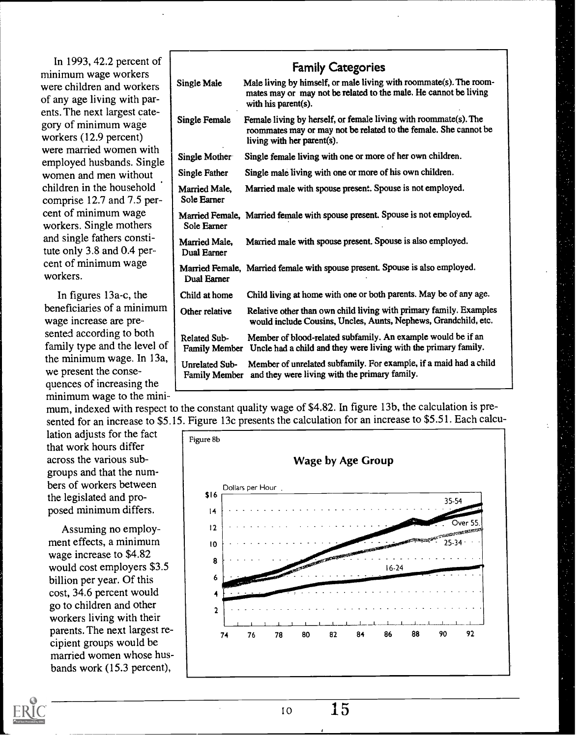In 1993, 42.2 percent of minimum wage workers were children and workers of any age living with parents. The next largest category of minimum wage workers (12.9 percent) were married women with employed husbands. Single women and men without children in the household comprise 12.7 and 7.5 percent of minimum wage workers. Single mothers and single fathers constitute only 3.8 and 0.4 percent of minimum wage workers.

In figures 13a-c, the beneficiaries of a minimum wage increase are presented according to both family type and the level of the minimum wage. In 13a, we present the consequences of increasing the minimum wage to the minimum, indexed with respect to the constant quality wage of $4.82. In figure 13b, the calculation is presented for an increase to $5.15. Figure 13c presents the calculation for an increase to $5.51. Each calculation adjusts for the fact that work hours differ across the various subgroups and that the numbers of workers between the legislated and proposed minimum differs.

Assuming no employment effects, a minimum wage increase to $4.82 would cost employers $3.5 billion per year. Of this cost, 34.6 percent would go to children and other workers living with their parents. The next largest recipient groups would be married women whose husbands work (15.3 percent),

### Family Categories

| | |
|---|---|
| Single Male | Male living by himself, or male living with roommate(s). The roommates may or may not be related to the male. He cannot be living with his parent(s). |
| Single Female | Female living by herself, or female living with roommate(s). The roommates may or may not be related to the female. She cannot be living with her parent(s). |
| Single Mother | Single female living with one or more of her own children. |
| Single Father | Single male living with one or more of his own children. |
| Married Male, Sole Earner | Married male with spouse present. Spouse is not employed. |
| Married Female, Sole Earner | Married female with spouse present. Spouse is not employed. |
| Married Male, Dual Earner | Married male with spouse present. Spouse is also employed. |
| Married Female, Dual Earner | Married female with spouse present. Spouse is also employed. |
| Child at home | Child living at home with one or both parents. May be of any age. |
| Other relative | Relative other than own child living with primary family. Examples would include Cousins, Uncles, Aunts, Nephews, Grandchild, etc. |
| Related Sub-Family Member | Member of blood-related subfamily. An example would be if an Uncle had a child and they were living with the primary family. |
| Unrelated Sub-Family Member | Member of unrelated subfamily. For example, if a maid had a child and they were living with the primary family. |

Figure 8b

**Wage by Age Group**

Dollars per Hour

$16
14
12
10
8
6
4
2

74 76 78 80 82 84 86 88 90 92

35-54
Over 55
25-34
16-24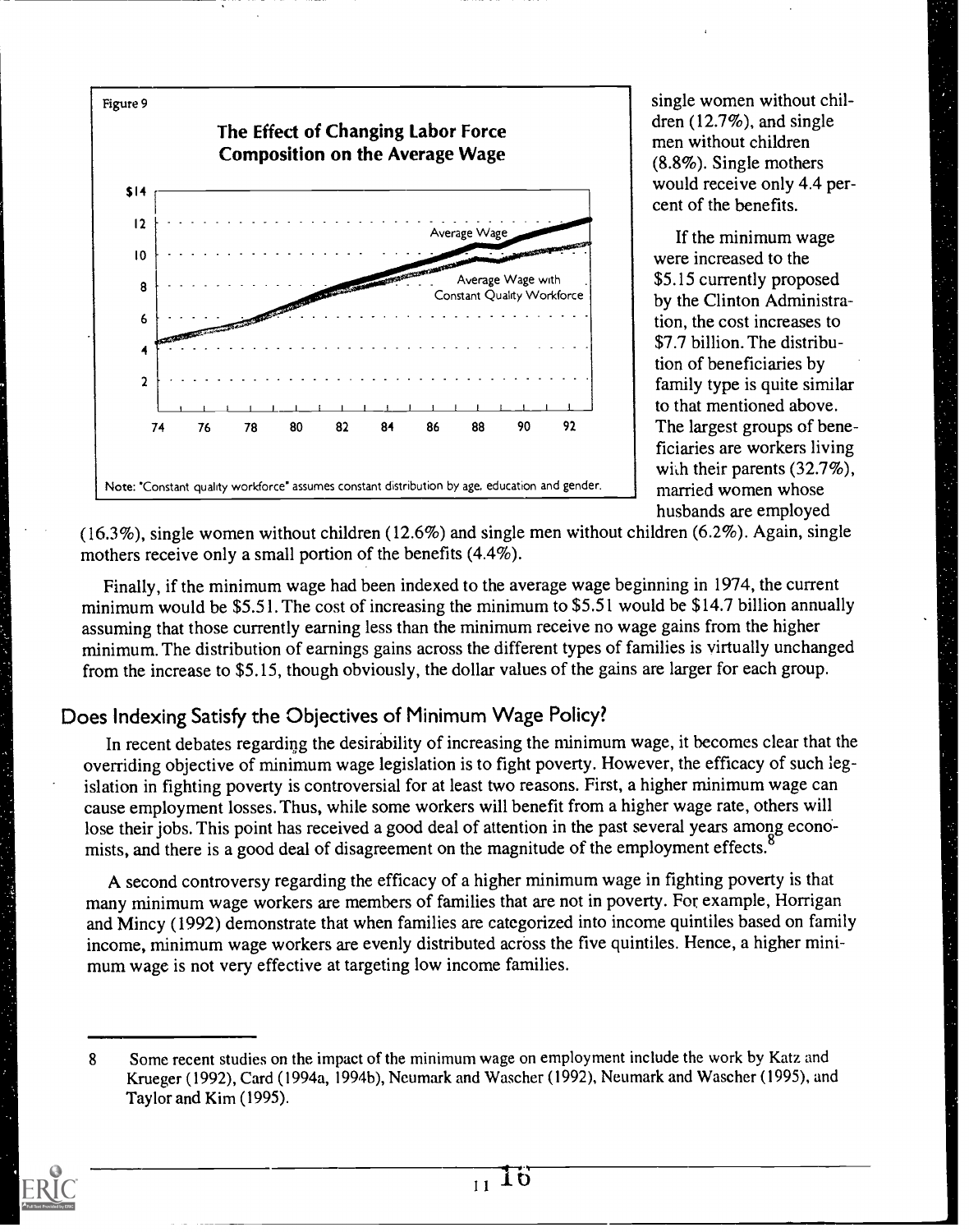Figure 9

**The Effect of Changing Labor Force Composition on the Average Wage**

Note: "Constant quality workforce" assumes constant distribution by age, education and gender.

single women without children (12.7%), and single men without children (8.8%). Single mothers would receive only 4.4 percent of the benefits.

If the minimum wage were increased to the $5.15 currently proposed by the Clinton Administration, the cost increases to $7.7 billion. The distribution of beneficiaries by family type is quite similar to that mentioned above. The largest groups of beneficiaries are workers living with their parents (32.7%), married women whose husbands are employed (16.3%), single women without children (12.6%) and single men without children (6.2%). Again, single mothers receive only a small portion of the benefits (4.4%).

Finally, if the minimum wage had been indexed to the average wage beginning in 1974, the current minimum would be $5.51. The cost of increasing the minimum to $5.51 would be $14.7 billion annually assuming that those currently earning less than the minimum receive no wage gains from the higher minimum. The distribution of earnings gains across the different types of families is virtually unchanged from the increase to $5.15, though obviously, the dollar values of the gains are larger for each group.

## Does Indexing Satisfy the Objectives of Minimum Wage Policy?

In recent debates regarding the desirability of increasing the minimum wage, it becomes clear that the overriding objective of minimum wage legislation is to fight poverty. However, the efficacy of such legislation in fighting poverty is controversial for at least two reasons. First, a higher minimum wage can cause employment losses. Thus, while some workers will benefit from a higher wage rate, others will lose their jobs. This point has received a good deal of attention in the past several years among economists, and there is a good deal of disagreement on the magnitude of the employment effects.[8]

A second controversy regarding the efficacy of a higher minimum wage in fighting poverty is that many minimum wage workers are members of families that are not in poverty. For example, Horrigan and Mincy (1992) demonstrate that when families are categorized into income quintiles based on family income, minimum wage workers are evenly distributed across the five quintiles. Hence, a higher minimum wage is not very effective at targeting low income families.

---

8 Some recent studies on the impact of the minimum wage on employment include the work by Katz and Krueger (1992), Card (1994a, 1994b), Neumark and Wascher (1992), Neumark and Wascher (1995), and Taylor and Kim (1995).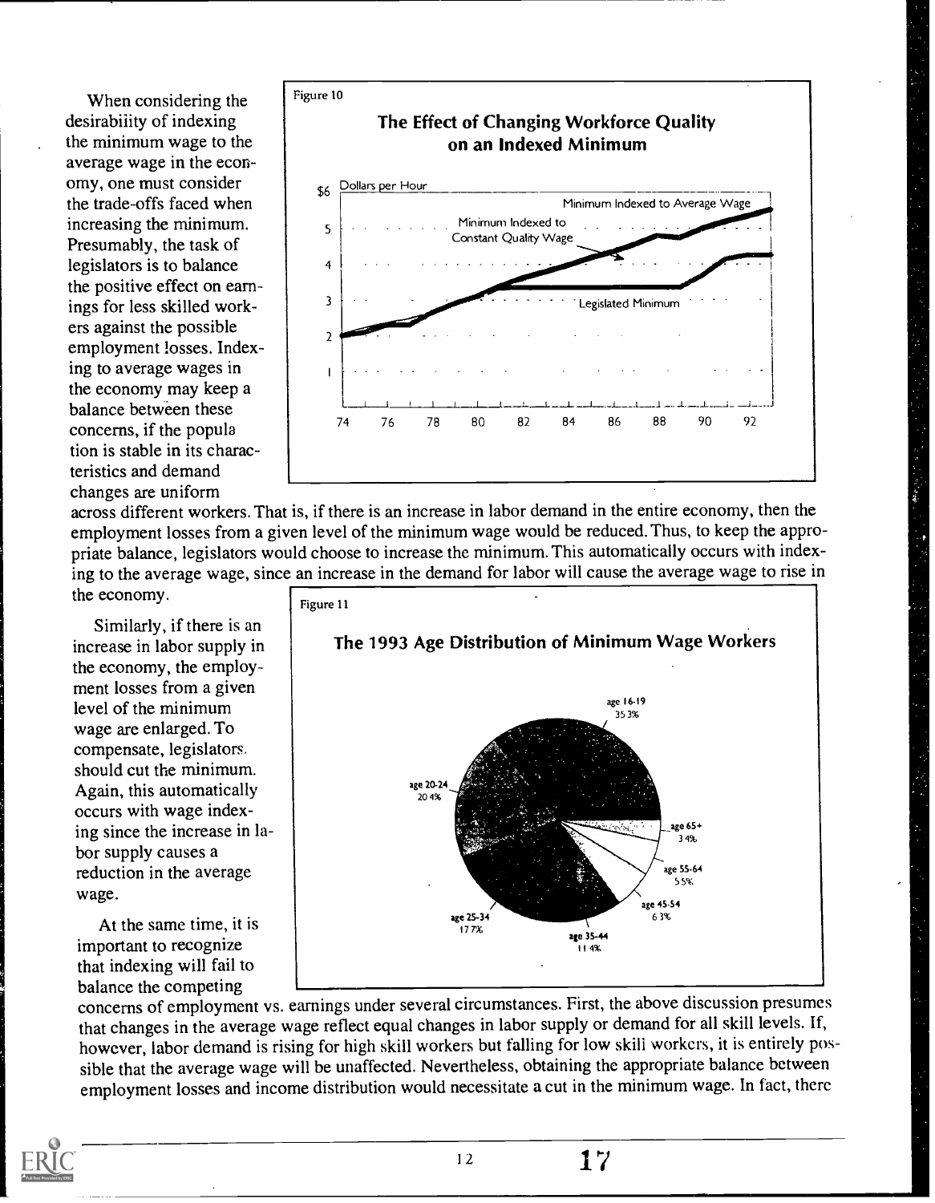When considering the desirability of indexing the minimum wage to the average wage in the economy, one must consider the trade-offs faced when increasing the minimum. Presumably, the task of legislators is to balance the positive effect on earnings for less skilled workers against the possible employment losses. Indexing to average wages in the economy may keep a balance between these concerns, if the population is stable in its characteristics and demand changes are uniform across different workers. That is, if there is an increase in labor demand in the entire economy, then the employment losses from a given level of the minimum wage would be reduced. Thus, to keep the appropriate balance, legislators would choose to increase the minimum. This automatically occurs with indexing to the average wage, since an increase in the demand for labor will cause the average wage to rise in the economy.

Figure 10

**The Effect of Changing Workforce Quality on an Indexed Minimum**

$6 Dollars per Hour
5
4
3
2
1

Minimum Indexed to Average Wage
Minimum Indexed to Constant Quality Wage
Legislated Minimum

74 76 78 80 82 84 86 88 90 92

Similarly, if there is an increase in labor supply in the economy, the employment losses from a given level of the minimum wage are enlarged. To compensate, legislators should cut the minimum. Again, this automatically occurs with wage indexing since the increase in labor supply causes a reduction in the average wage.

Figure 11

**The 1993 Age Distribution of Minimum Wage Workers**

age 16-19
35.3%
age 20-24
20.4%
age 65+
3.4%
age 55-64
5.5%
age 45-54
6.3%
age 35-44
11.4%
age 25-34
17.7%

At the same time, it is important to recognize that indexing will fail to balance the competing concerns of employment vs. earnings under several circumstances. First, the above discussion presumes that changes in the average wage reflect equal changes in labor supply or demand for all skill levels. If, however, labor demand is rising for high skill workers but falling for low skill workers, it is entirely possible that the average wage will be unaffected. Nevertheless, obtaining the appropriate balance between employment losses and income distribution would necessitate a cut in the minimum wage. In fact, there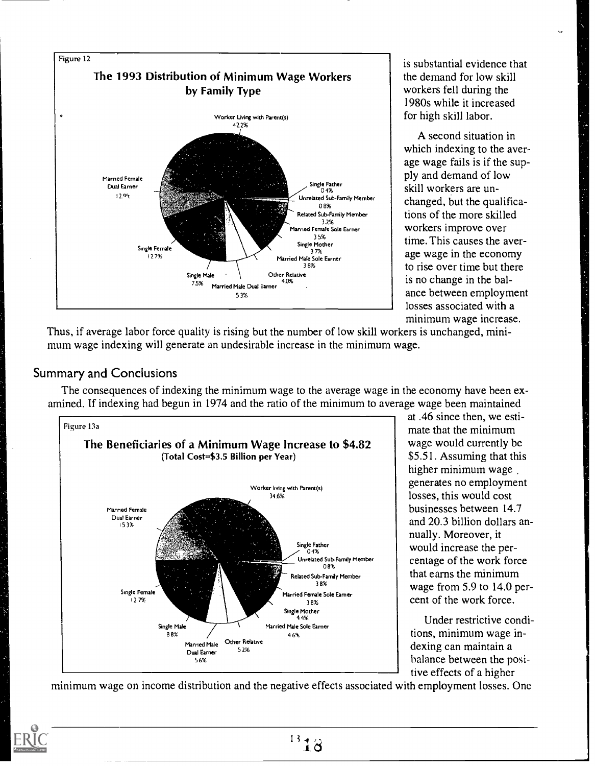Figure 12

**The 1993 Distribution of Minimum Wage Workers by Family Type**

Worker Living with Parent(s) 42.2%
Single Father 0.4%
Unrelated Sub-Family Member 0.6%
Related Sub-Family Member 3.2%
Married Female Sole Earner 3.5%
Single Mother 3.7%
Married Male Sole Earner 3.8%
Other Relative 4.0%
Married Male Dual Earner 5.3%
Single Male 7.5%
Single Female 12.7%
Married Female Dual Earner 12.9%

is substantial evidence that the demand for low skill workers fell during the 1980s while it increased for high skill labor.

A second situation in which indexing to the average wage fails is if the supply and demand of low skill workers are unchanged, but the qualifications of the more skilled workers improve over time. This causes the average wage in the economy to rise over time but there is no change in the balance between employment losses associated with a minimum wage increase. Thus, if average labor force quality is rising but the number of low skill workers is unchanged, minimum wage indexing will generate an undesirable increase in the minimum wage.

## Summary and Conclusions

The consequences of indexing the minimum wage to the average wage in the economy have been examined. If indexing had begun in 1974 and the ratio of the minimum to average wage been maintained at .46 since then, we estimate that the minimum wage would currently be $5.51. Assuming that this higher minimum wage generates no employment losses, this would cost businesses between 14.7 and 20.3 billion dollars annually. Moreover, it would increase the percentage of the work force that earns the minimum wage from 5.9 to 14.0 percent of the work force.

Figure 13a

**The Beneficiaries of a Minimum Wage Increase to $4.82**
(Total Cost=$3.5 Billion per Year)

Worker living with Parent(s) 34.6%
Single Father 0.4%
Unrelated Sub-Family Member 0.8%
Related Sub-Family Member 3.8%
Married Female Sole Earner 3.8%
Single Mother 4.4%
Married Male Sole Earner 4.6%
Other Relative 5.2%
Married Male Dual Earner 5.6%
Single Male 8.8%
Single Female 12.7%
Married Female Dual Earner 15.3%

Under restrictive conditions, minimum wage indexing can maintain a balance between the positive effects of a higher minimum wage on income distribution and the negative effects associated with employment losses. One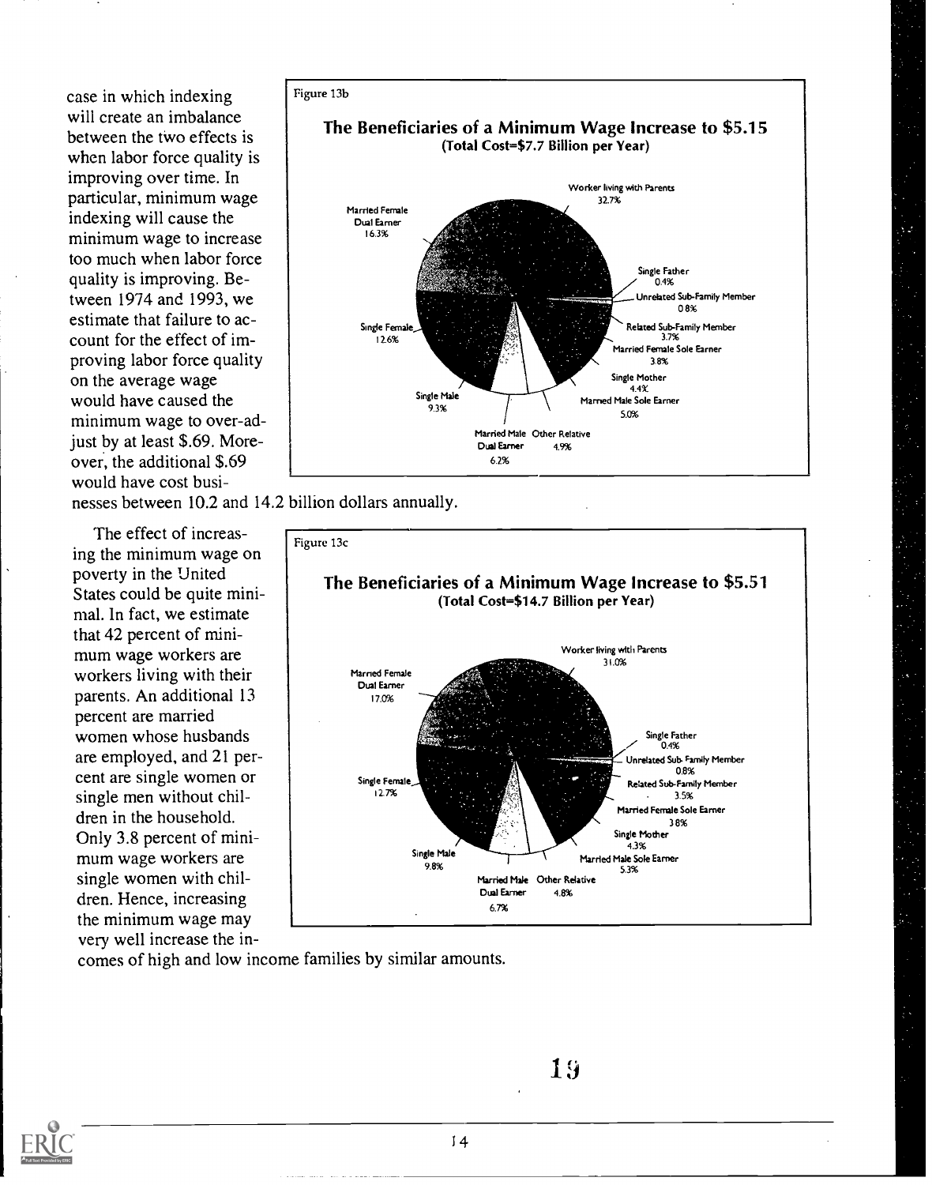case in which indexing will create an imbalance between the two effects is when labor force quality is improving over time. In particular, minimum wage indexing will cause the minimum wage to increase too much when labor force quality is improving. Between 1974 and 1993, we estimate that failure to account for the effect of improving labor force quality on the average wage would have caused the minimum wage to over-adjust by at least $.69. Moreover, the additional $.69 would have cost businesses between 10.2 and 14.2 billion dollars annually.

Figure 13b

**The Beneficiaries of a Minimum Wage Increase to $5.15**
**(Total Cost=$7.7 Billion per Year)**

Worker living with Parents 32.7%
Married Female Dual Earner 16.3%
Single Father 0.4%
Unrelated Sub-Family Member 0.8%
Related Sub-Family Member 3.7%
Married Female Sole Earner 3.8%
Single Mother 4.4%
Married Male Sole Earner 5.0%
Other Relative 4.9%
Married Male Dual Earner 6.2%
Single Male 9.3%
Single Female 12.6%

The effect of increasing the minimum wage on poverty in the United States could be quite minimal. In fact, we estimate that 42 percent of minimum wage workers are workers living with their parents. An additional 13 percent are married women whose husbands are employed, and 21 percent are single women or single men without children in the household. Only 3.8 percent of minimum wage workers are single women with children. Hence, increasing the minimum wage may very well increase the incomes of high and low income families by similar amounts.

Figure 13c

**The Beneficiaries of a Minimum Wage Increase to $5.51**
**(Total Cost=$14.7 Billion per Year)**

Worker living with Parents 31.0%
Married Female Dual Earner 17.0%
Single Father 0.4%
Unrelated Sub-Family Member 0.8%
Related Sub-Family Member 3.5%
Married Female Sole Earner 3.8%
Single Mother 4.3%
Married Male Sole Earner 5.3%
Other Relative 4.8%
Married Male Dual Earner 6.7%
Single Male 9.8%
Single Female 12.7%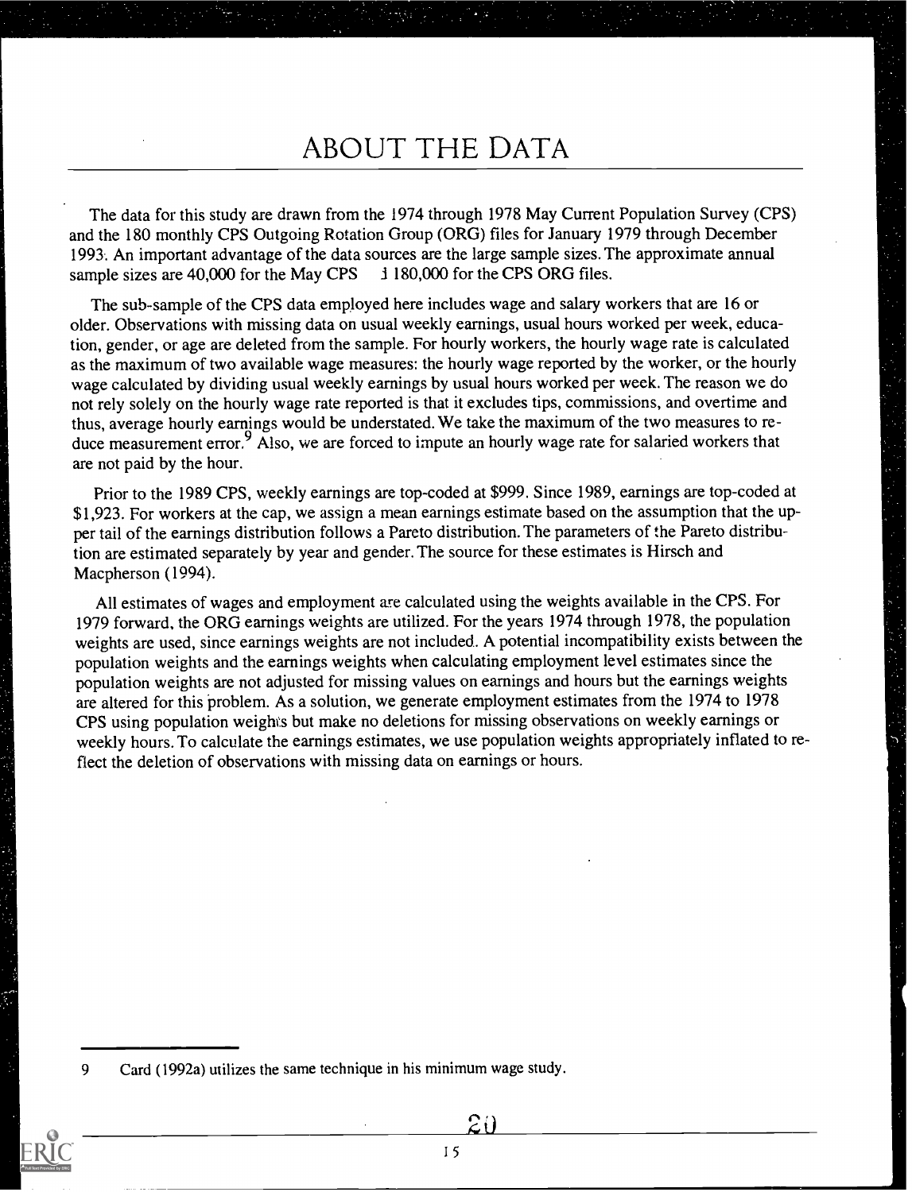# ABOUT THE DATA

The data for this study are drawn from the 1974 through 1978 May Current Population Survey (CPS) and the 180 monthly CPS Outgoing Rotation Group (ORG) files for January 1979 through December 1993. An important advantage of the data sources are the large sample sizes. The approximate annual sample sizes are 40,000 for the May CPS  1 180,000 for the CPS ORG files.

The sub-sample of the CPS data employed here includes wage and salary workers that are 16 or older. Observations with missing data on usual weekly earnings, usual hours worked per week, education, gender, or age are deleted from the sample. For hourly workers, the hourly wage rate is calculated as the maximum of two available wage measures: the hourly wage reported by the worker, or the hourly wage calculated by dividing usual weekly earnings by usual hours worked per week. The reason we do not rely solely on the hourly wage rate reported is that it excludes tips, commissions, and overtime and thus, average hourly earnings would be understated. We take the maximum of the two measures to reduce measurement error.[9] Also, we are forced to impute an hourly wage rate for salaried workers that are not paid by the hour.

Prior to the 1989 CPS, weekly earnings are top-coded at $999. Since 1989, earnings are top-coded at $1,923. For workers at the cap, we assign a mean earnings estimate based on the assumption that the upper tail of the earnings distribution follows a Pareto distribution. The parameters of the Pareto distribution are estimated separately by year and gender. The source for these estimates is Hirsch and Macpherson (1994).

All estimates of wages and employment are calculated using the weights available in the CPS. For 1979 forward, the ORG earnings weights are utilized. For the years 1974 through 1978, the population weights are used, since earnings weights are not included. A potential incompatibility exists between the population weights and the earnings weights when calculating employment level estimates since the population weights are not adjusted for missing values on earnings and hours but the earnings weights are altered for this problem. As a solution, we generate employment estimates from the 1974 to 1978 CPS using population weights but make no deletions for missing observations on weekly earnings or weekly hours. To calculate the earnings estimates, we use population weights appropriately inflated to reflect the deletion of observations with missing data on earnings or hours.

---

9 Card (1992a) utilizes the same technique in his minimum wage study.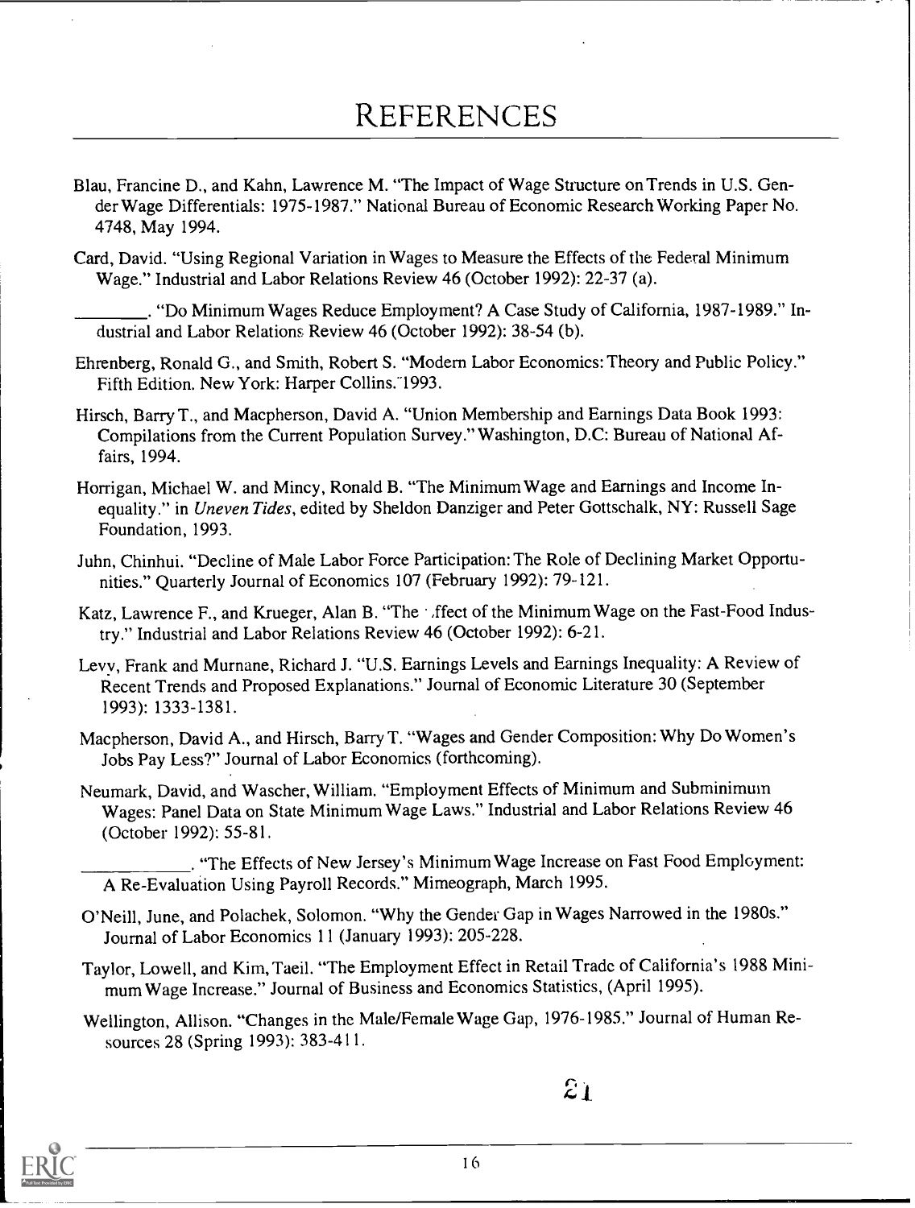# REFERENCES

Blau, Francine D., and Kahn, Lawrence M. "The Impact of Wage Structure on Trends in U.S. Gender Wage Differentials: 1975-1987." National Bureau of Economic Research Working Paper No. 4748, May 1994.

Card, David. "Using Regional Variation in Wages to Measure the Effects of the Federal Minimum Wage." Industrial and Labor Relations Review 46 (October 1992): 22-37 (a).

________. "Do Minimum Wages Reduce Employment? A Case Study of California, 1987-1989." Industrial and Labor Relations Review 46 (October 1992): 38-54 (b).

Ehrenberg, Ronald G., and Smith, Robert S. "Modern Labor Economics: Theory and Public Policy." Fifth Edition. New York: Harper Collins. 1993.

Hirsch, Barry T., and Macpherson, David A. "Union Membership and Earnings Data Book 1993: Compilations from the Current Population Survey." Washington, D.C: Bureau of National Affairs, 1994.

Horrigan, Michael W. and Mincy, Ronald B. "The Minimum Wage and Earnings and Income Inequality." in *Uneven Tides*, edited by Sheldon Danziger and Peter Gottschalk, NY: Russell Sage Foundation, 1993.

Juhn, Chinhui. "Decline of Male Labor Force Participation: The Role of Declining Market Opportunities." Quarterly Journal of Economics 107 (February 1992): 79-121.

Katz, Lawrence F., and Krueger, Alan B. "The Effect of the Minimum Wage on the Fast-Food Industry." Industrial and Labor Relations Review 46 (October 1992): 6-21.

Levy, Frank and Murnane, Richard J. "U.S. Earnings Levels and Earnings Inequality: A Review of Recent Trends and Proposed Explanations." Journal of Economic Literature 30 (September 1993): 1333-1381.

Macpherson, David A., and Hirsch, Barry T. "Wages and Gender Composition: Why Do Women's Jobs Pay Less?" Journal of Labor Economics (forthcoming).

Neumark, David, and Wascher, William. "Employment Effects of Minimum and Subminimum Wages: Panel Data on State Minimum Wage Laws." Industrial and Labor Relations Review 46 (October 1992): 55-81.

____________. "The Effects of New Jersey's Minimum Wage Increase on Fast Food Employment: A Re-Evaluation Using Payroll Records." Mimeograph, March 1995.

O'Neill, June, and Polachek, Solomon. "Why the Gender Gap in Wages Narrowed in the 1980s." Journal of Labor Economics 11 (January 1993): 205-228.

Taylor, Lowell, and Kim, Taeil. "The Employment Effect in Retail Trade of California's 1988 Minimum Wage Increase." Journal of Business and Economics Statistics, (April 1995).

Wellington, Allison. "Changes in the Male/Female Wage Gap, 1976-1985." Journal of Human Resources 28 (Spring 1993): 383-411.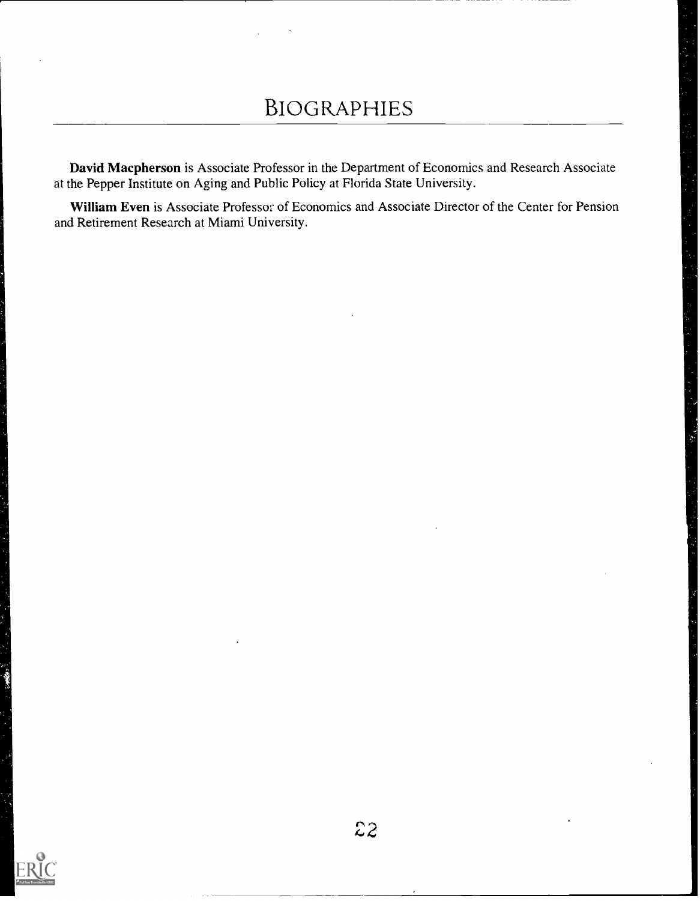# BIOGRAPHIES

**David Macpherson** is Associate Professor in the Department of Economics and Research Associate at the Pepper Institute on Aging and Public Policy at Florida State University.

**William Even** is Associate Professor of Economics and Associate Director of the Center for Pension and Retirement Research at Miami University.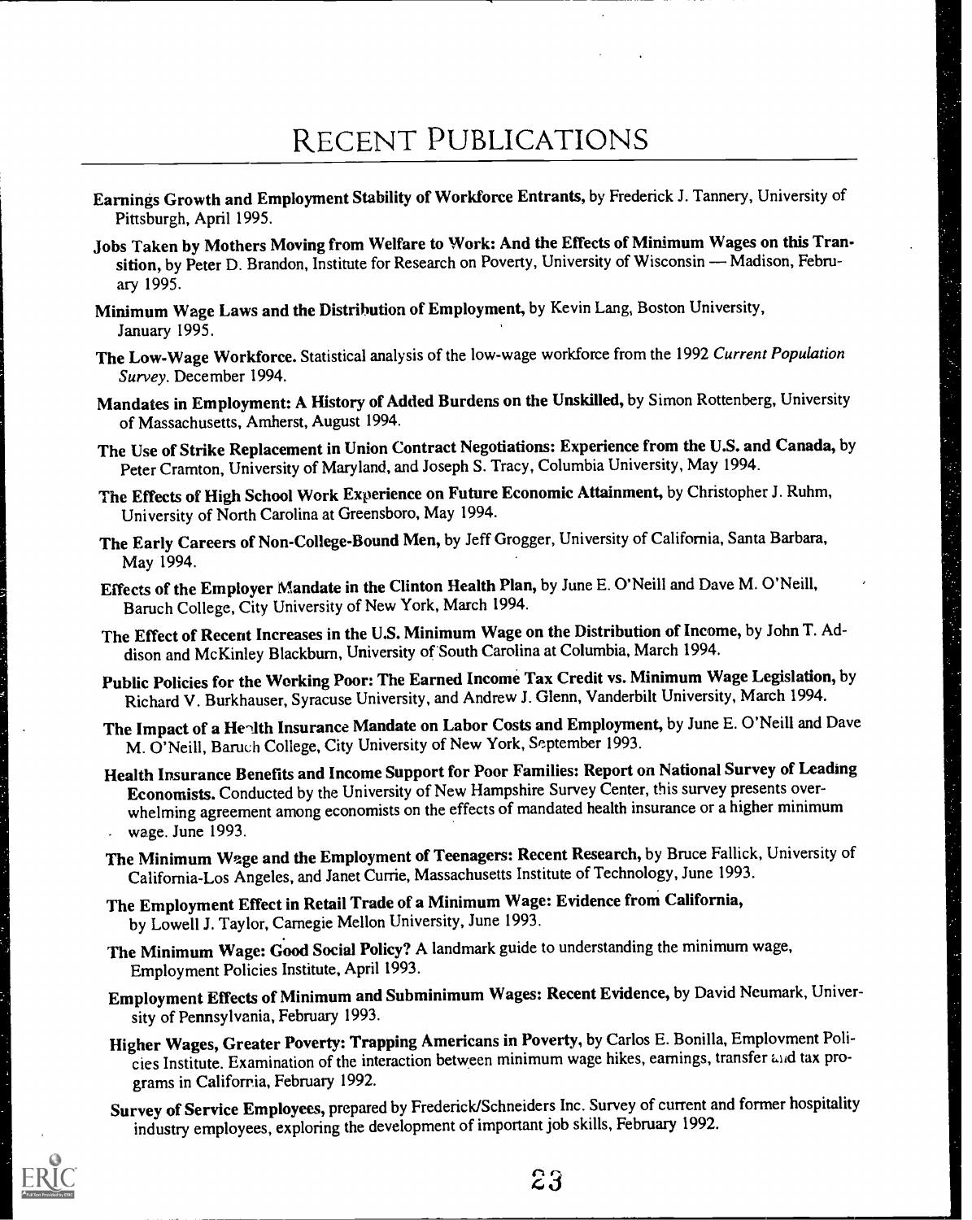# Recent Publications

**Earnings Growth and Employment Stability of Workforce Entrants,** by Frederick J. Tannery, University of Pittsburgh, April 1995.

**Jobs Taken by Mothers Moving from Welfare to Work: And the Effects of Minimum Wages on this Transition,** by Peter D. Brandon, Institute for Research on Poverty, University of Wisconsin — Madison, February 1995.

**Minimum Wage Laws and the Distribution of Employment,** by Kevin Lang, Boston University, January 1995.

**The Low-Wage Workforce.** Statistical analysis of the low-wage workforce from the 1992 *Current Population Survey*. December 1994.

**Mandates in Employment: A History of Added Burdens on the Unskilled,** by Simon Rottenberg, University of Massachusetts, Amherst, August 1994.

**The Use of Strike Replacement in Union Contract Negotiations: Experience from the U.S. and Canada,** by Peter Cramton, University of Maryland, and Joseph S. Tracy, Columbia University, May 1994.

**The Effects of High School Work Experience on Future Economic Attainment,** by Christopher J. Ruhm, University of North Carolina at Greensboro, May 1994.

**The Early Careers of Non-College-Bound Men,** by Jeff Grogger, University of California, Santa Barbara, May 1994.

**Effects of the Employer Mandate in the Clinton Health Plan,** by June E. O'Neill and Dave M. O'Neill, Baruch College, City University of New York, March 1994.

**The Effect of Recent Increases in the U.S. Minimum Wage on the Distribution of Income,** by John T. Addison and McKinley Blackburn, University of South Carolina at Columbia, March 1994.

**Public Policies for the Working Poor: The Earned Income Tax Credit vs. Minimum Wage Legislation,** by Richard V. Burkhauser, Syracuse University, and Andrew J. Glenn, Vanderbilt University, March 1994.

**The Impact of a Health Insurance Mandate on Labor Costs and Employment,** by June E. O'Neill and Dave M. O'Neill, Baruch College, City University of New York, September 1993.

**Health Insurance Benefits and Income Support for Poor Families: Report on National Survey of Leading Economists.** Conducted by the University of New Hampshire Survey Center, this survey presents overwhelming agreement among economists on the effects of mandated health insurance or a higher minimum wage. June 1993.

**The Minimum Wage and the Employment of Teenagers: Recent Research,** by Bruce Fallick, University of California-Los Angeles, and Janet Currie, Massachusetts Institute of Technology, June 1993.

**The Employment Effect in Retail Trade of a Minimum Wage: Evidence from California,** by Lowell J. Taylor, Carnegie Mellon University, June 1993.

**The Minimum Wage: Good Social Policy?** A landmark guide to understanding the minimum wage, Employment Policies Institute, April 1993.

**Employment Effects of Minimum and Subminimum Wages: Recent Evidence,** by David Neumark, University of Pennsylvania, February 1993.

**Higher Wages, Greater Poverty: Trapping Americans in Poverty,** by Carlos E. Bonilla, Employment Policies Institute. Examination of the interaction between minimum wage hikes, earnings, transfer and tax programs in California, February 1992.

**Survey of Service Employees,** prepared by Frederick/Schneiders Inc. Survey of current and former hospitality industry employees, exploring the development of important job skills, February 1992.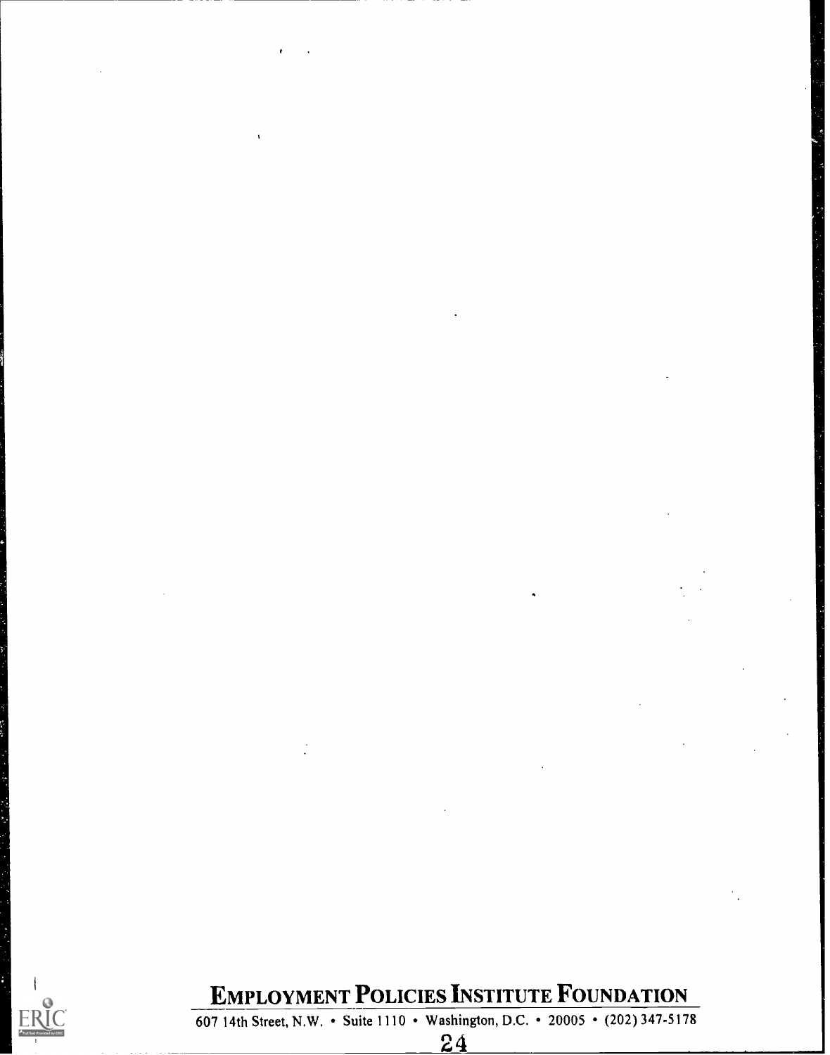# EMPLOYMENT POLICIES INSTITUTE FOUNDATION

607 14th Street, N.W. • Suite 1110 • Washington, D.C. • 20005 • (202) 347-5178